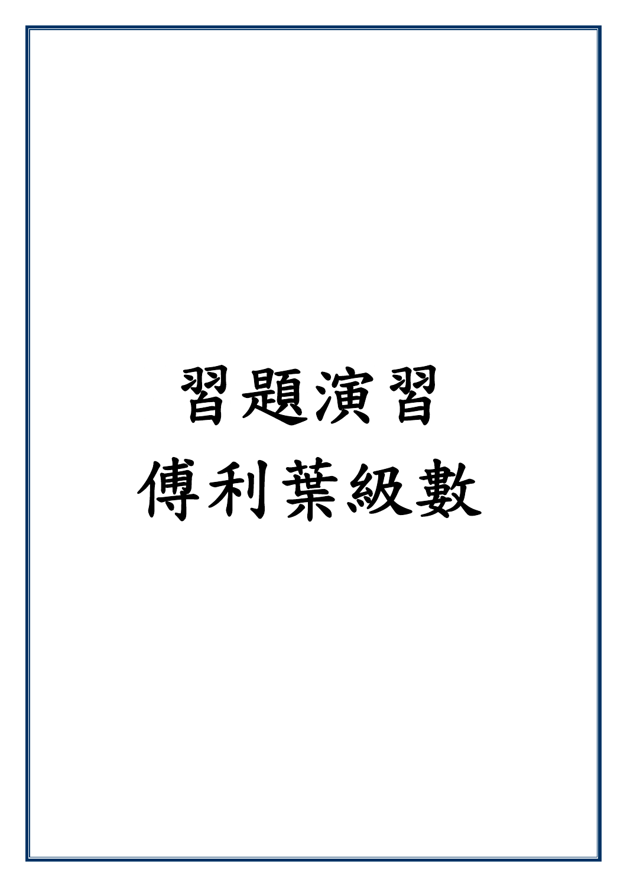# 習題演習

# 傅利葉級數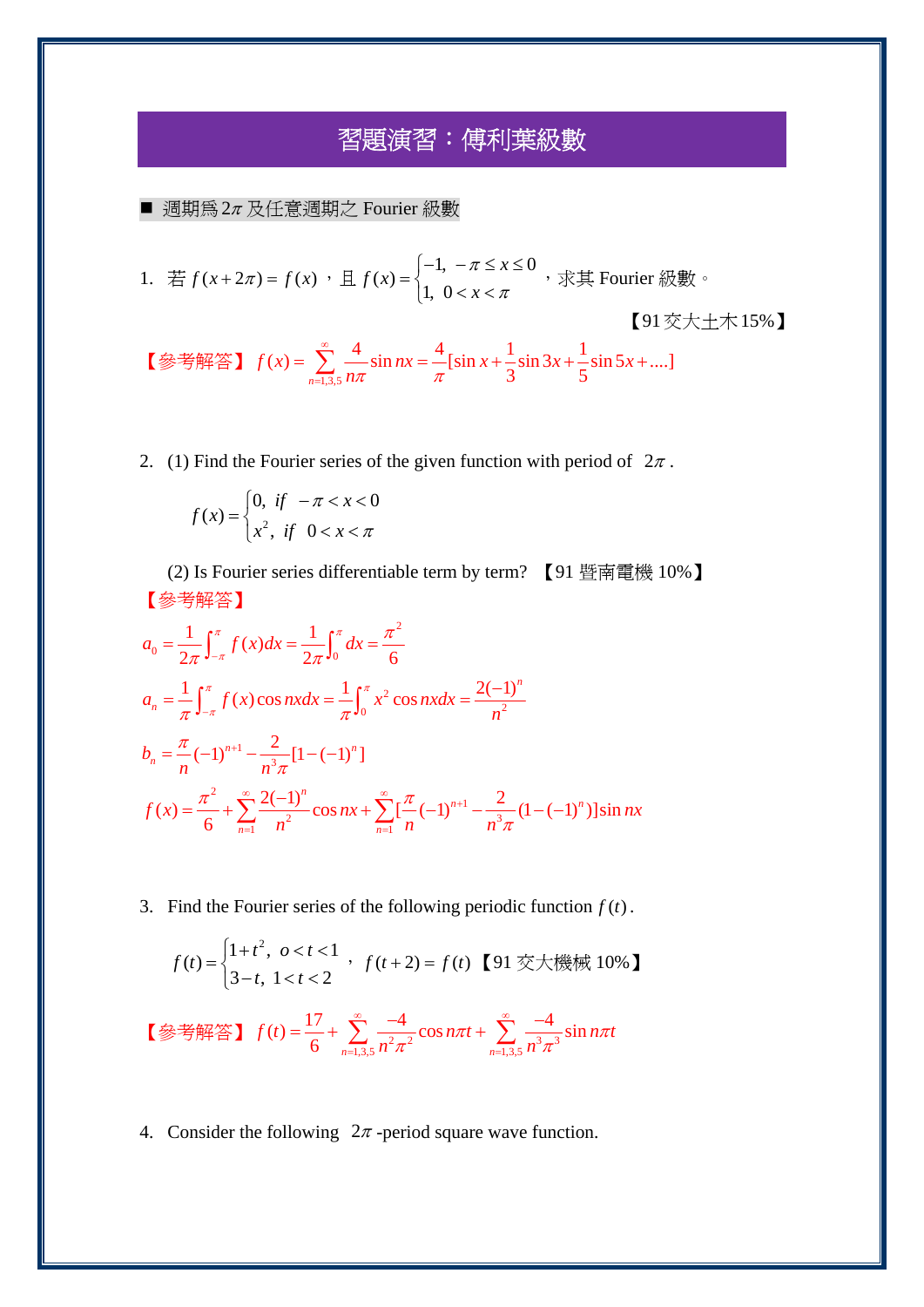# 習題演習：傅利葉級數

■ 週期為 $2\pi$ 及任意週期之 Fourier 級數

1. 若 $f(x+2\pi)=f(x)$，且 $f(x)=\begin{cases}-1, & -\pi \le x \le 0 \\ 1, & 0<x<\pi\end{cases}$，求其 Fourier 級數。

【91 交大土木 15%】

【參考解答】 $f(x)=\sum_{n=1,3,5}^{\infty}\frac{4}{n\pi}\sin nx=\frac{4}{\pi}[\sin x+\frac{1}{3}\sin 3x+\frac{1}{5}\sin 5x+....]$

2. (1) Find the Fourier series of the given function with period of $2\pi$ .

$$f(x)=\begin{cases}0, & if \quad -\pi<x<0 \\ x^2, & if \quad 0<x<\pi\end{cases}$$

(2) Is Fourier series differentiable term by term? 【91 暨南電機 10%】

【參考解答】

$$a_0=\frac{1}{2\pi}\int_{-\pi}^{\pi}f(x)dx=\frac{1}{2\pi}\int_{0}^{\pi}dx=\frac{\pi^2}{6}$$

$$a_n=\frac{1}{\pi}\int_{-\pi}^{\pi}f(x)\cos nxdx=\frac{1}{\pi}\int_{0}^{\pi}x^2\cos nxdx=\frac{2(-1)^n}{n^2}$$

$$b_n=\frac{\pi}{n}(-1)^{n+1}-\frac{2}{n^3\pi}[1-(-1)^n]$$

$$f(x)=\frac{\pi^2}{6}+\sum_{n=1}^{\infty}\frac{2(-1)^n}{n^2}\cos nx+\sum_{n=1}^{\infty}[\frac{\pi}{n}(-1)^{n+1}-\frac{2}{n^3\pi}(1-(-1)^n)]\sin nx$$

3. Find the Fourier series of the following periodic function $f(t)$.

$$f(t)=\begin{cases}1+t^2, & o<t<1 \\ 3-t, & 1<t<2\end{cases}, \quad f(t+2)=f(t)$$ 【91 交大機械 10%】

【參考解答】 $f(t)=\frac{17}{6}+\sum_{n=1,3,5}^{\infty}\frac{-4}{n^2\pi^2}\cos n\pi t+\sum_{n=1,3,5}^{\infty}\frac{-4}{n^3\pi^3}\sin n\pi t$

4. Consider the following $2\pi$ -period square wave function.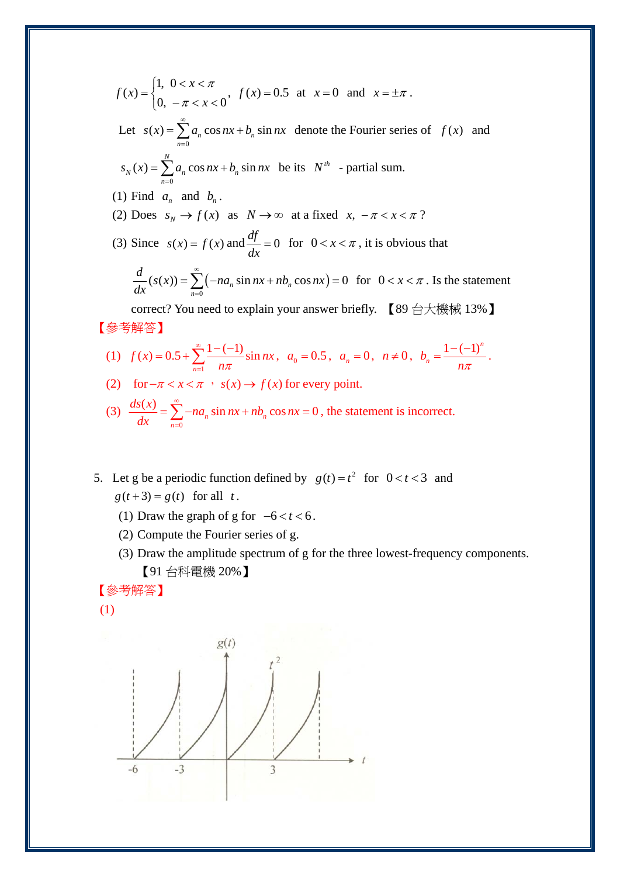$f(x) = \begin{cases} 1, & 0 < x < \pi \\ 0, & -\pi < x < 0 \end{cases}$, $f(x) = 0.5$ at $x = 0$ and $x = \pm\pi$.

Let $s(x) = \sum_{n=0}^{\infty} a_n \cos nx + b_n \sin nx$ denote the Fourier series of $f(x)$ and

$s_N(x) = \sum_{n=0}^{N} a_n \cos nx + b_n \sin nx$ be its $N^{th}$ - partial sum.

(1) Find $a_n$ and $b_n$.

(2) Does $s_N \to f(x)$ as $N \to \infty$ at a fixed $x$, $-\pi < x < \pi$?

(3) Since $s(x) = f(x)$ and $\dfrac{df}{dx} = 0$ for $0 < x < \pi$, it is obvious that

$\dfrac{d}{dx}(s(x)) = \sum_{n=0}^{\infty} \left(-na_n \sin nx + nb_n \cos nx\right) = 0$ for $0 < x < \pi$. Is the statement correct? You need to explain your answer briefly. 【89 台大機械 13%】

【參考解答】

(1) $f(x) = 0.5 + \sum_{n=1}^{\infty} \dfrac{1-(-1)}{n\pi} \sin nx$, $a_0 = 0.5$, $a_n = 0$, $n \neq 0$, $b_n = \dfrac{1-(-1)^n}{n\pi}$.

(2) for $-\pi < x < \pi$，$s(x) \to f(x)$ for every point.

(3) $\dfrac{ds(x)}{dx} = \sum_{n=0}^{\infty} -na_n \sin nx + nb_n \cos nx = 0$, the statement is incorrect.

5. Let g be a periodic function defined by $g(t) = t^2$ for $0 < t < 3$ and $g(t+3) = g(t)$ for all $t$.

   (1) Draw the graph of g for $-6 < t < 6$.

   (2) Compute the Fourier series of g.

   (3) Draw the amplitude spectrum of g for the three lowest-frequency components. 【91 台科電機 20%】

【參考解答】

(1)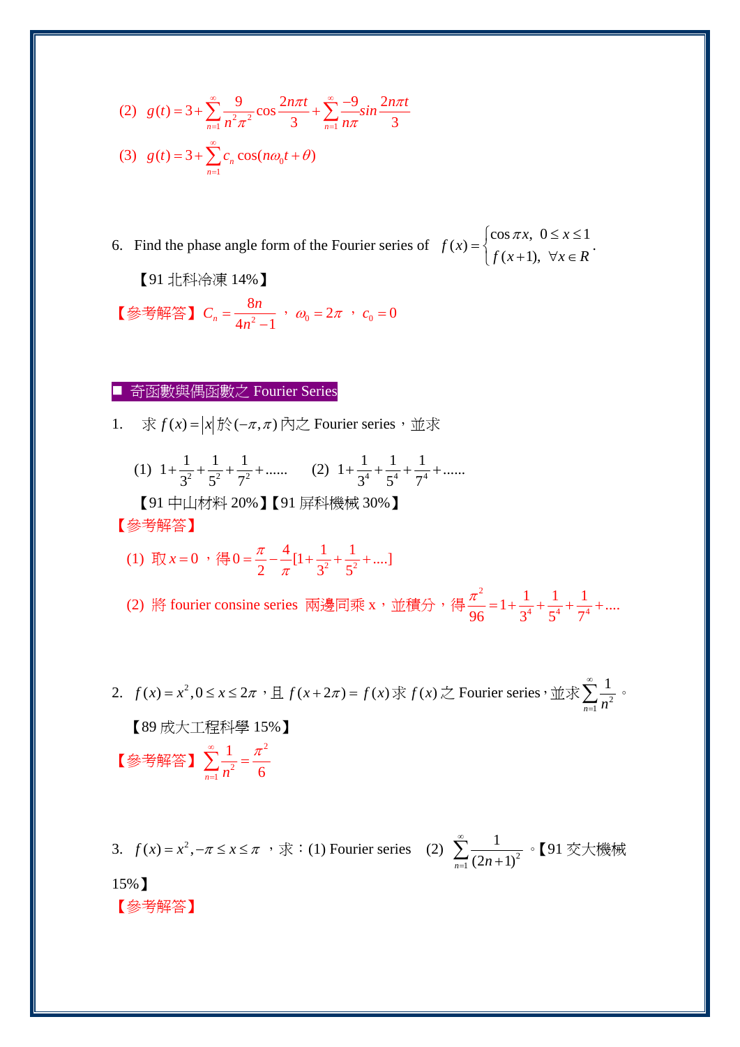(2) $g(t)=3+\sum_{n=1}^{\infty}\frac{9}{n^2\pi^2}\cos\frac{2n\pi t}{3}+\sum_{n=1}^{\infty}\frac{-9}{n\pi}sin\frac{2n\pi t}{3}$

(3) $g(t)=3+\sum_{n=1}^{\infty}c_n\cos(n\omega_0 t+\theta)$

6. Find the phase angle form of the Fourier series of $f(x)=\begin{cases}\cos\pi x, & 0\le x\le 1\\ f(x+1), & \forall x\in R\end{cases}$.

【91 北科冷凍 14%】

【參考解答】$C_n=\frac{8n}{4n^2-1}$，$\omega_0=2\pi$，$c_0=0$

## ■ 奇函數與偶函數之 Fourier Series

1. 求 $f(x)=|x|$ 於 $(-\pi,\pi)$ 內之 Fourier series，並求

(1) $1+\frac{1}{3^2}+\frac{1}{5^2}+\frac{1}{7^2}+......$ (2) $1+\frac{1}{3^4}+\frac{1}{5^4}+\frac{1}{7^4}+......$

【91 中山材料 20%】【91 屏科機械 30%】

【參考解答】

(1) 取 $x=0$，得 $0=\frac{\pi}{2}-\frac{4}{\pi}[1+\frac{1}{3^2}+\frac{1}{5^2}+....]$

(2) 將 fourier consine series 兩邊同乘 x，並積分，得 $\frac{\pi^2}{96}=1+\frac{1}{3^4}+\frac{1}{5^4}+\frac{1}{7^4}+....$

2. $f(x)=x^2, 0\le x\le 2\pi$，且 $f(x+2\pi)=f(x)$ 求 $f(x)$ 之 Fourier series，並求 $\sum_{n=1}^{\infty}\frac{1}{n^2}$。

【89 成大工程科學 15%】

【參考解答】$\sum_{n=1}^{\infty}\frac{1}{n^2}=\frac{\pi^2}{6}$

3. $f(x)=x^2, -\pi\le x\le\pi$，求：(1) Fourier series (2) $\sum_{n=1}^{\infty}\frac{1}{(2n+1)^2}$。【91 交大機械 15%】

【參考解答】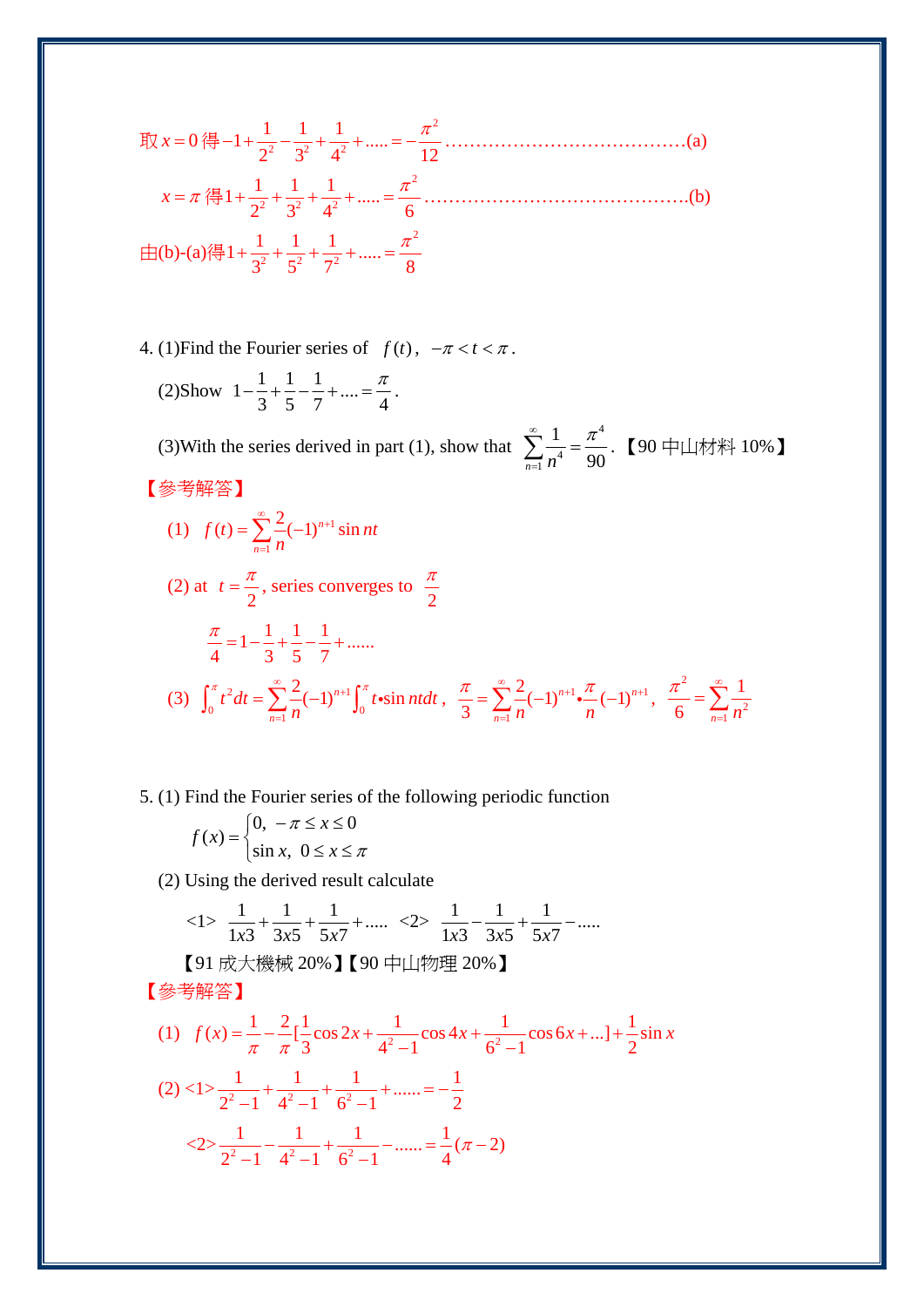取 $x=0$ 得 $-1+\dfrac{1}{2^2}-\dfrac{1}{3^2}+\dfrac{1}{4^2}+.....=-\dfrac{\pi^2}{12}$ ……………………………………(a)

$x=\pi$ 得 $1+\dfrac{1}{2^2}+\dfrac{1}{3^2}+\dfrac{1}{4^2}+.....=\dfrac{\pi^2}{6}$ ……………………………………….(b)

由(b)-(a)得 $1+\dfrac{1}{3^2}+\dfrac{1}{5^2}+\dfrac{1}{7^2}+.....=\dfrac{\pi^2}{8}$

4. (1)Find the Fourier series of $f(t)$, $-\pi<t<\pi$.

(2)Show $1-\dfrac{1}{3}+\dfrac{1}{5}-\dfrac{1}{7}+....=\dfrac{\pi}{4}$.

(3)With the series derived in part (1), show that $\sum_{n=1}^{\infty}\dfrac{1}{n^4}=\dfrac{\pi^4}{90}$. 【90 中山材料 10%】

【參考解答】

(1) $f(t)=\sum_{n=1}^{\infty}\dfrac{2}{n}(-1)^{n+1}\sin nt$

(2) at $t=\dfrac{\pi}{2}$, series converges to $\dfrac{\pi}{2}$

$\dfrac{\pi}{4}=1-\dfrac{1}{3}+\dfrac{1}{5}-\dfrac{1}{7}+......$

(3) $\int_0^{\pi}t^2dt=\sum_{n=1}^{\infty}\dfrac{2}{n}(-1)^{n+1}\int_0^{\pi}t\bullet\sin nt dt$, $\dfrac{\pi}{3}=\sum_{n=1}^{\infty}\dfrac{2}{n}(-1)^{n+1}\bullet\dfrac{\pi}{n}(-1)^{n+1}$, $\dfrac{\pi^2}{6}=\sum_{n=1}^{\infty}\dfrac{1}{n^2}$

5. (1) Find the Fourier series of the following periodic function

$$f(x)=\begin{cases}0, & -\pi\le x\le 0\\ \sin x, & 0\le x\le\pi\end{cases}$$

(2) Using the derived result calculate

<1> $\dfrac{1}{1x3}+\dfrac{1}{3x5}+\dfrac{1}{5x7}+.....$ <2> $\dfrac{1}{1x3}-\dfrac{1}{3x5}+\dfrac{1}{5x7}-.....$

【91 成大機械 20%】【90 中山物理 20%】

【參考解答】

(1) $f(x)=\dfrac{1}{\pi}-\dfrac{2}{\pi}[\dfrac{1}{3}\cos 2x+\dfrac{1}{4^2-1}\cos 4x+\dfrac{1}{6^2-1}\cos 6x+...]+\dfrac{1}{2}\sin x$

(2) <1> $\dfrac{1}{2^2-1}+\dfrac{1}{4^2-1}+\dfrac{1}{6^2-1}+......=-\dfrac{1}{2}$

<2> $\dfrac{1}{2^2-1}-\dfrac{1}{4^2-1}+\dfrac{1}{6^2-1}-......=\dfrac{1}{4}(\pi-2)$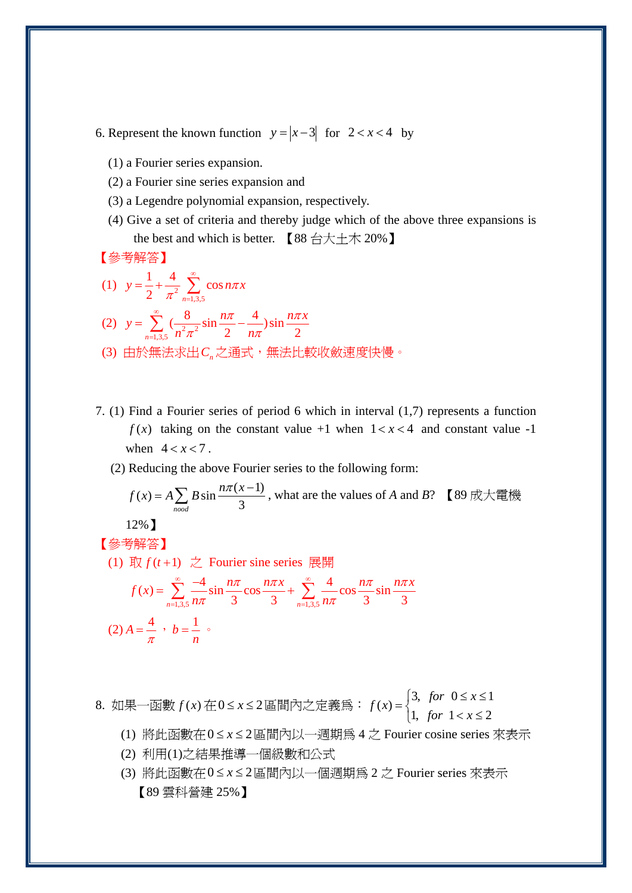6. Represent the known function $y = |x-3|$ for $2 < x < 4$ by

(1) a Fourier series expansion.

(2) a Fourier sine series expansion and

(3) a Legendre polynomial expansion, respectively.

(4) Give a set of criteria and thereby judge which of the above three expansions is the best and which is better. 【88 台大土木 20%】

【參考解答】

(1) $y = \dfrac{1}{2} + \dfrac{4}{\pi^2}\sum_{n=1,3,5}^{\infty} \cos n\pi x$

(2) $y = \sum_{n=1,3,5}^{\infty} (\dfrac{8}{n^2\pi^2}\sin\dfrac{n\pi}{2} - \dfrac{4}{n\pi})\sin\dfrac{n\pi x}{2}$

(3) 由於無法求出$C_n$之通式，無法比較收斂速度快慢。

7. (1) Find a Fourier series of period 6 which in interval (1,7) represents a function $f(x)$ taking on the constant value +1 when $1 < x < 4$ and constant value -1 when $4 < x < 7$.

(2) Reducing the above Fourier series to the following form:

$f(x) = A\sum_{nood} B\sin\dfrac{n\pi(x-1)}{3}$, what are the values of $A$ and $B$? 【89 成大電機 12%】

【參考解答】

(1) 取 $f(t+1)$ 之 Fourier sine series 展開

$$f(x) = \sum_{n=1,3,5}^{\infty} \frac{-4}{n\pi}\sin\frac{n\pi}{3}\cos\frac{n\pi x}{3} + \sum_{n=1,3,5}^{\infty} \frac{4}{n\pi}\cos\frac{n\pi}{3}\sin\frac{n\pi x}{3}$$

(2) $A = \dfrac{4}{\pi}$，$b = \dfrac{1}{n}$。

8. 如果一函數 $f(x)$ 在$0 \le x \le 2$區間內之定義爲： $f(x) = \begin{cases} 3, & for \quad 0 \le x \le 1 \\ 1, & for \quad 1 < x \le 2 \end{cases}$

(1) 將此函數在$0 \le x \le 2$區間內以一週期爲 4 之 Fourier cosine series 來表示

(2) 利用(1)之結果推導一個級數和公式

(3) 將此函數在$0 \le x \le 2$區間內以一個週期爲 2 之 Fourier series 來表示

【89 雲科營建 25%】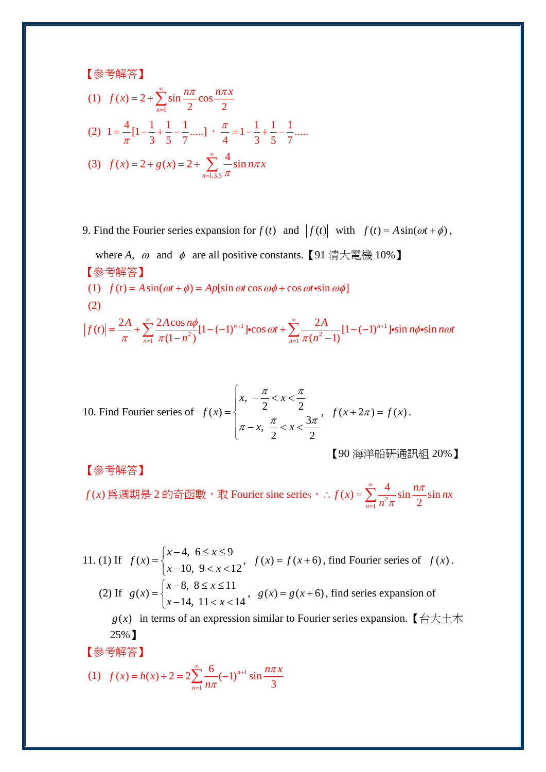【參考解答】

(1) $f(x)=2+\sum_{n=1}^{\infty}\sin\frac{n\pi}{2}\cos\frac{n\pi x}{2}$

(2) $1=\frac{4}{\pi}[1-\frac{1}{3}+\frac{1}{5}-\frac{1}{7}.....]$，$\frac{\pi}{4}=1-\frac{1}{3}+\frac{1}{5}-\frac{1}{7}.....$

(3) $f(x)=2+g(x)=2+\sum_{n=1,3,5}^{\infty}\frac{4}{\pi}\sin n\pi x$

9. Find the Fourier series expansion for $f(t)$ and $|f(t)|$ with $f(t)=A\sin(\omega t+\phi)$, where $A$, $\omega$ and $\phi$ are all positive constants.【91 清大電機 10%】

【參考解答】

(1) $f(t)=A\sin(\omega t+\phi)=Ap[\sin\omega t\cos\omega\phi+\cos\omega t\bullet\sin\omega\phi]$

(2)

$$|f(t)|=\frac{2A}{\pi}+\sum_{n=1}^{\infty}\frac{2A\cos n\phi}{\pi(1-n^2)}[1-(-1)^{n+1}]\bullet\cos\omega t+\sum_{n=1}^{\infty}\frac{2A}{\pi(n^2-1)}[1-(-1)^{n+1}]\bullet\sin n\phi\bullet\sin n\omega t$$

10. Find Fourier series of $f(x)=\begin{cases}x, & -\frac{\pi}{2}<x<\frac{\pi}{2}\\ \pi-x, & \frac{\pi}{2}<x<\frac{3\pi}{2}\end{cases}$, $f(x+2\pi)=f(x)$.

【90 海洋船研通訊組 20%】

【參考解答】

$f(x)$ 為週期是 2 的奇函數，取 Fourier sine series，$\therefore f(x)=\sum_{n=1}^{\infty}\frac{4}{n^2\pi}\sin\frac{n\pi}{2}\sin nx$

11. (1) If $f(x)=\begin{cases}x-4, & 6\le x\le 9\\ x-10, & 9<x<12\end{cases}$, $f(x)=f(x+6)$, find Fourier series of $f(x)$.

(2) If $g(x)=\begin{cases}x-8, & 8\le x\le 11\\ x-14, & 11<x<14\end{cases}$, $g(x)=g(x+6)$, find series expansion of $g(x)$ in terms of an expression similar to Fourier series expansion.【台大土木 25%】

【參考解答】

(1) $f(x)=h(x)+2=2\sum_{n=1}^{\infty}\frac{6}{n\pi}(-1)^{n+1}\sin\frac{n\pi x}{3}$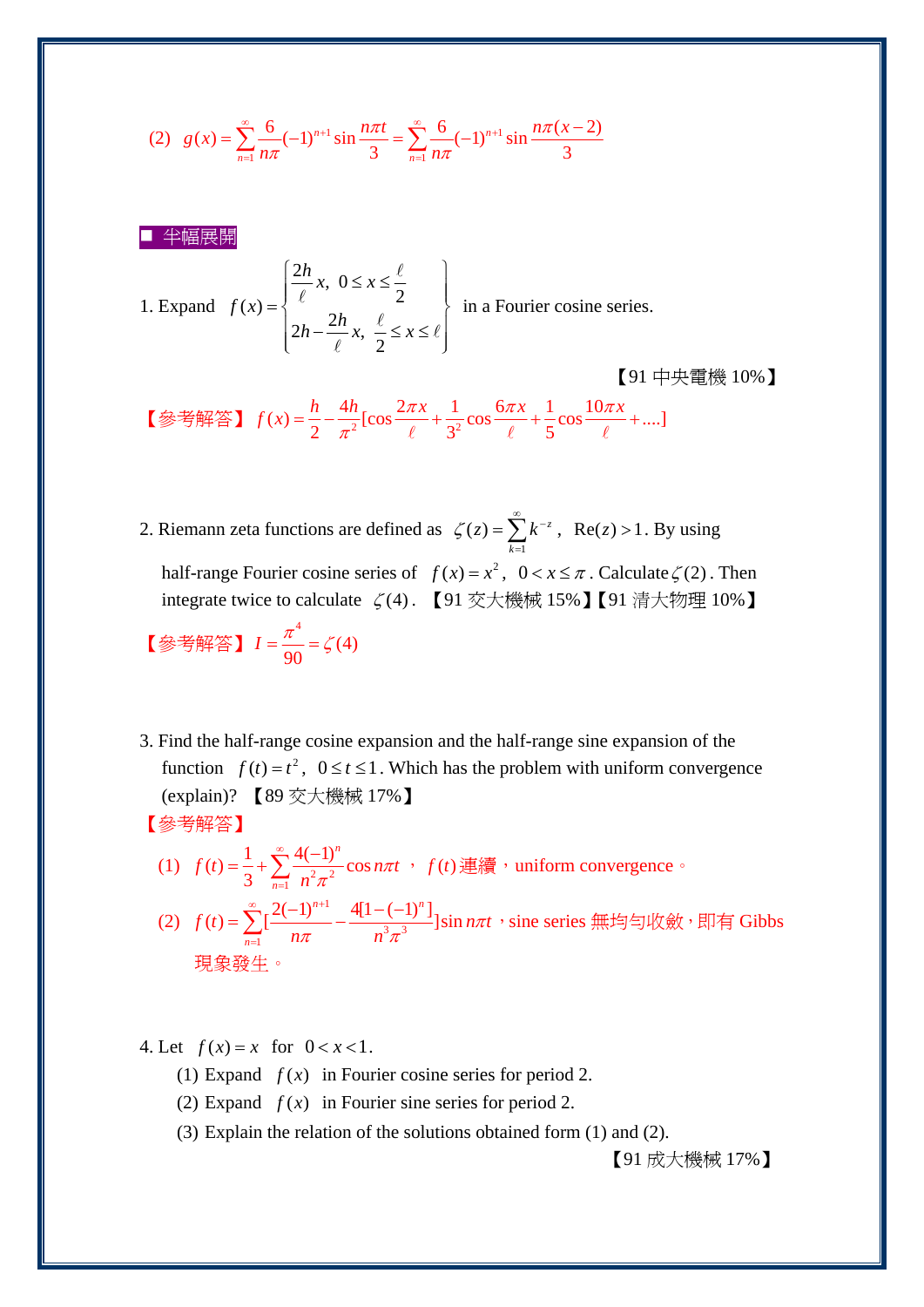(2) $g(x)=\sum_{n=1}^{\infty}\frac{6}{n\pi}(-1)^{n+1}\sin\frac{n\pi t}{3}=\sum_{n=1}^{\infty}\frac{6}{n\pi}(-1)^{n+1}\sin\frac{n\pi(x-2)}{3}$

## ■ 半幅展開

1. Expand $f(x)=\begin{cases}\frac{2h}{\ell}x, & 0\le x\le\frac{\ell}{2}\\ 2h-\frac{2h}{\ell}x, & \frac{\ell}{2}\le x\le\ell\end{cases}$ in a Fourier cosine series.

【91 中央電機 10%】

【參考解答】 $f(x)=\frac{h}{2}-\frac{4h}{\pi^2}[\cos\frac{2\pi x}{\ell}+\frac{1}{3^2}\cos\frac{6\pi x}{\ell}+\frac{1}{5}\cos\frac{10\pi x}{\ell}+....]$

2. Riemann zeta functions are defined as $\zeta(z)=\sum_{k=1}^{\infty}k^{-z}$, $\mathrm{Re}(z)>1$. By using half-range Fourier cosine series of $f(x)=x^2$, $0<x\le\pi$. Calculate $\zeta(2)$. Then integrate twice to calculate $\zeta(4)$. 【91 交大機械 15%】【91 清大物理 10%】

【參考解答】 $I=\frac{\pi^4}{90}=\zeta(4)$

3. Find the half-range cosine expansion and the half-range sine expansion of the function $f(t)=t^2$, $0\le t\le 1$. Which has the problem with uniform convergence (explain)? 【89 交大機械 17%】

【參考解答】

(1) $f(t)=\frac{1}{3}+\sum_{n=1}^{\infty}\frac{4(-1)^n}{n^2\pi^2}\cos n\pi t$ ， $f(t)$連續，uniform convergence。

(2) $f(t)=\sum_{n=1}^{\infty}[\frac{2(-1)^{n+1}}{n\pi}-\frac{4[1-(-1)^n]}{n^3\pi^3}]\sin n\pi t$，sine series 無均勻收斂，即有 Gibbs 現象發生。

4. Let $f(x)=x$ for $0<x<1$.

(1) Expand $f(x)$ in Fourier cosine series for period 2.

(2) Expand $f(x)$ in Fourier sine series for period 2.

(3) Explain the relation of the solutions obtained form (1) and (2).

【91 成大機械 17%】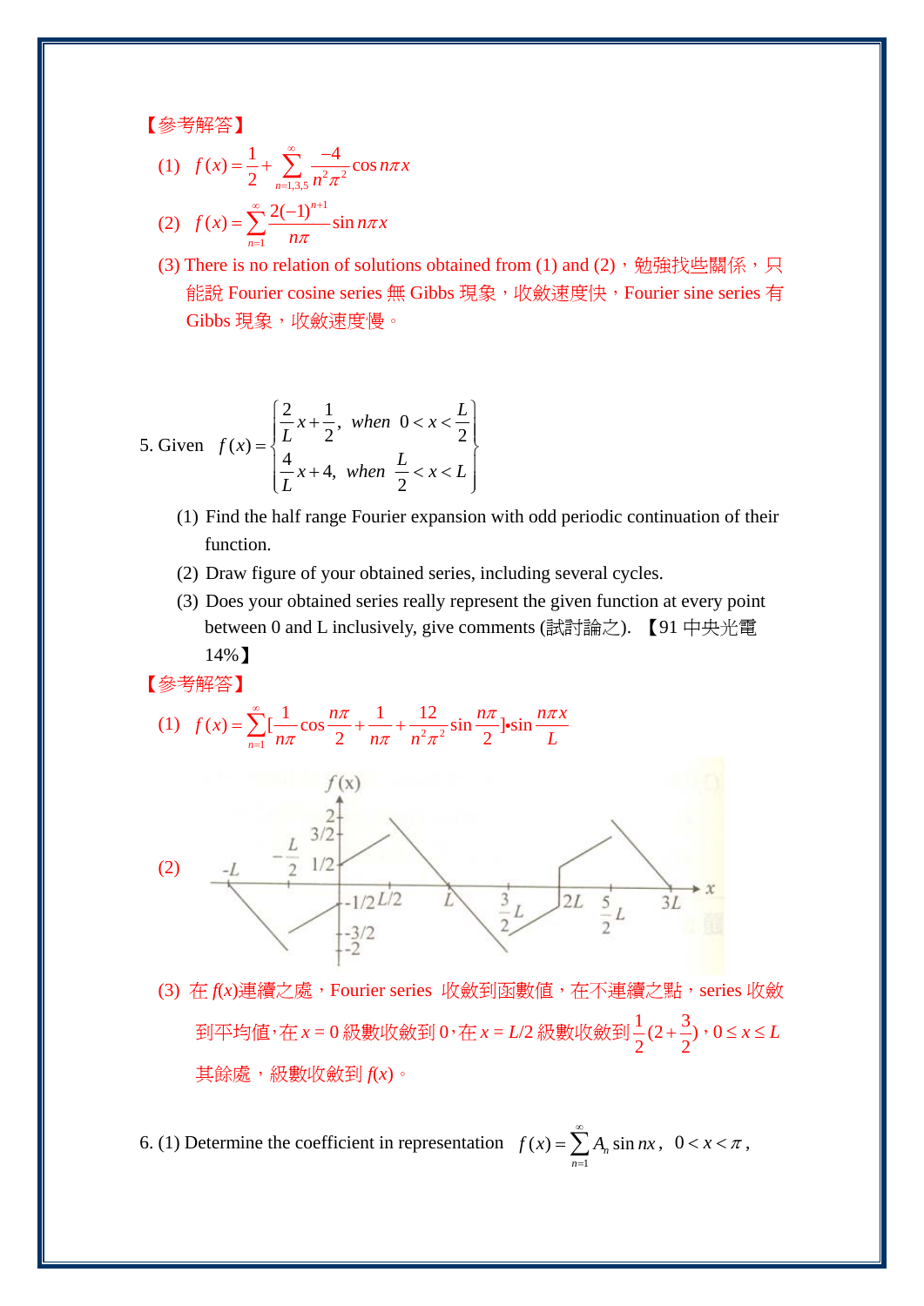【參考解答】

(1) $f(x)=\frac{1}{2}+\sum_{n=1,3,5}^{\infty}\frac{-4}{n^2\pi^2}\cos n\pi x$

(2) $f(x)=\sum_{n=1}^{\infty}\frac{2(-1)^{n+1}}{n\pi}\sin n\pi x$

(3) There is no relation of solutions obtained from (1) and (2)，勉強找些關係，只能說 Fourier cosine series 無 Gibbs 現象，收斂速度快，Fourier sine series 有 Gibbs 現象，收斂速度慢。

5. Given $f(x)=\begin{cases}\frac{2}{L}x+\frac{1}{2}, & when\ 0<x<\frac{L}{2}\\ \frac{4}{L}x+4, & when\ \frac{L}{2}<x<L\end{cases}$

(1) Find the half range Fourier expansion with odd periodic continuation of their function.

(2) Draw figure of your obtained series, including several cycles.

(3) Does your obtained series really represent the given function at every point between 0 and L inclusively, give comments (試討論之). 【91 中央光電 14%】

【參考解答】

(1) $f(x)=\sum_{n=1}^{\infty}[\frac{1}{n\pi}\cos\frac{n\pi}{2}+\frac{1}{n\pi}+\frac{12}{n^2\pi^2}\sin\frac{n\pi}{2}]\bullet\sin\frac{n\pi x}{L}$

(2)

(3) 在 $f(x)$連續之處，Fourier series 收斂到函數值，在不連續之點，series 收斂到平均值，在 $x=0$ 級數收斂到 0，在 $x=L/2$ 級數收斂到 $\frac{1}{2}(2+\frac{3}{2})$，$0\le x\le L$ 其餘處，級數收斂到 $f(x)$。

6. (1) Determine the coefficient in representation $f(x)=\sum_{n=1}^{\infty}A_n\sin nx$, $0<x<\pi$,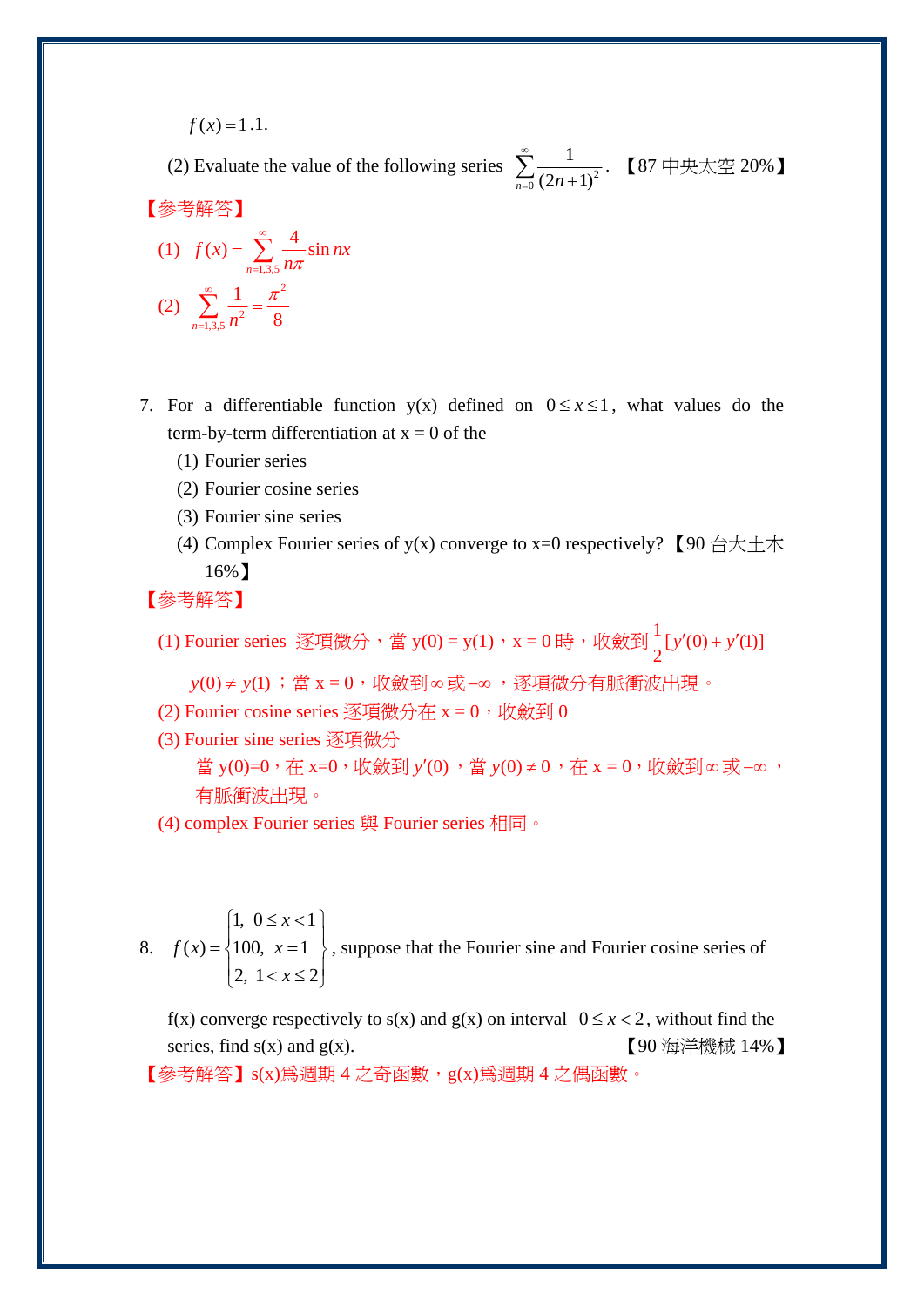$f(x) = 1.1.$

(2) Evaluate the value of the following series $\sum_{n=0}^{\infty} \frac{1}{(2n+1)^2}$. 【87 中央太空 20%】

【參考解答】

(1) $f(x) = \sum_{n=1,3,5}^{\infty} \frac{4}{n\pi} \sin nx$

(2) $\sum_{n=1,3,5}^{\infty} \frac{1}{n^2} = \frac{\pi^2}{8}$

7. For a differentiable function y(x) defined on $0 \le x \le 1$, what values do the term-by-term differentiation at x = 0 of the
   (1) Fourier series
   (2) Fourier cosine series
   (3) Fourier sine series
   (4) Complex Fourier series of y(x) converge to x=0 respectively? 【90 台大土木 16%】

【參考解答】

(1) Fourier series 逐項微分，當 y(0) = y(1)，x = 0 時，收斂到$\frac{1}{2}[y'(0) + y'(1)]$

$y(0) \ne y(1)$；當 x = 0，收斂到$\infty$或$-\infty$，逐項微分有脈衝波出現。

(2) Fourier cosine series 逐項微分在 x = 0，收斂到 0

(3) Fourier sine series 逐項微分

當 y(0)=0，在 x=0，收斂到$y'(0)$，當$y(0) \ne 0$，在 x = 0，收斂到$\infty$或$-\infty$，有脈衝波出現。

(4) complex Fourier series 與 Fourier series 相同。

8. $f(x) = \begin{cases} 1, & 0 \le x < 1 \\ 100, & x = 1 \\ 2, & 1 < x \le 2 \end{cases}$, suppose that the Fourier sine and Fourier cosine series of f(x) converge respectively to s(x) and g(x) on interval $0 \le x < 2$, without find the series, find s(x) and g(x). 【90 海洋機械 14%】

【參考解答】s(x)爲週期 4 之奇函數，g(x)爲週期 4 之偶函數。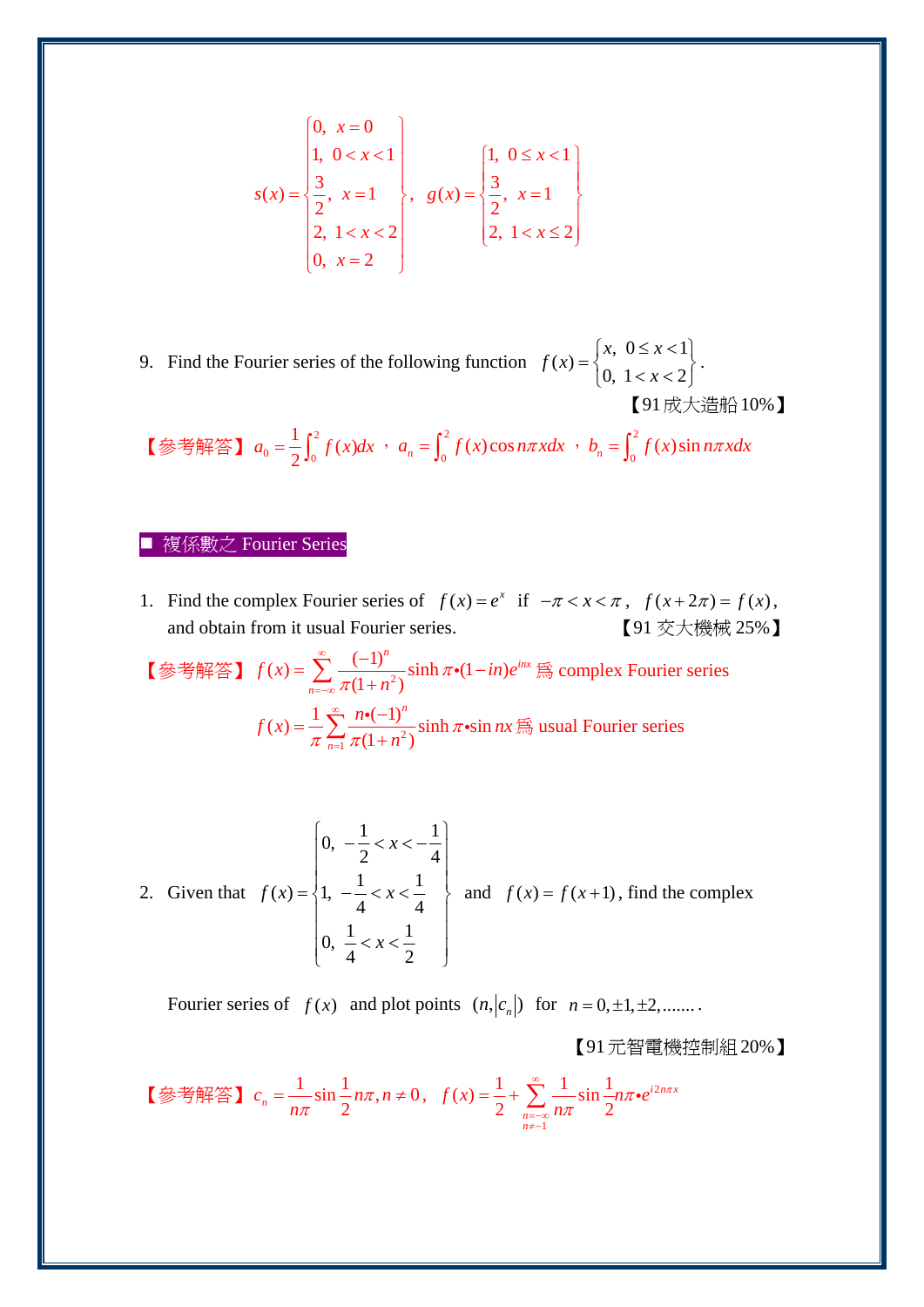$$
s(x)=\begin{cases} 0, & x=0 \\ 1, & 0<x<1 \\ \dfrac{3}{2}, & x=1 \\ 2, & 1<x<2 \\ 0, & x=2 \end{cases}, \quad g(x)=\begin{cases} 1, & 0\le x<1 \\ \dfrac{3}{2}, & x=1 \\ 2, & 1<x\le 2 \end{cases}
$$

9. Find the Fourier series of the following function $f(x)=\begin{cases} x, & 0\le x<1 \\ 0, & 1<x<2 \end{cases}$.

【91 成大造船 10%】

【參考解答】$a_0=\dfrac{1}{2}\int_0^2 f(x)dx$，$a_n=\int_0^2 f(x)\cos n\pi x dx$，$b_n=\int_0^2 f(x)\sin n\pi x dx$

## ■ 複係數之 Fourier Series

1. Find the complex Fourier series of $f(x)=e^x$ if $-\pi<x<\pi$, $f(x+2\pi)=f(x)$, and obtain from it usual Fourier series.

【91 交大機械 25%】

【參考解答】$f(x)=\sum_{n=-\infty}^{\infty}\dfrac{(-1)^n}{\pi(1+n^2)}\sinh\pi\bullet(1-in)e^{inx}$ 為 complex Fourier series

$f(x)=\dfrac{1}{\pi}\sum_{n=1}^{\infty}\dfrac{n\bullet(-1)^n}{\pi(1+n^2)}\sinh\pi\bullet\sin nx$ 為 usual Fourier series

2. Given that $f(x)=\begin{cases} 0, & -\dfrac{1}{2}<x<-\dfrac{1}{4} \\ 1, & -\dfrac{1}{4}<x<\dfrac{1}{4} \\ 0, & \dfrac{1}{4}<x<\dfrac{1}{2} \end{cases}$ and $f(x)=f(x+1)$, find the complex

Fourier series of $f(x)$ and plot points $(n,|c_n|)$ for $n=0,\pm1,\pm2,\ldots\ldots$.

【91 元智電機控制組 20%】

【參考解答】$c_n=\dfrac{1}{n\pi}\sin\dfrac{1}{2}n\pi, n\neq 0$，$f(x)=\dfrac{1}{2}+\sum_{\substack{n=-\infty \\ n\neq -1}}^{\infty}\dfrac{1}{n\pi}\sin\dfrac{1}{2}n\pi\bullet e^{i2n\pi x}$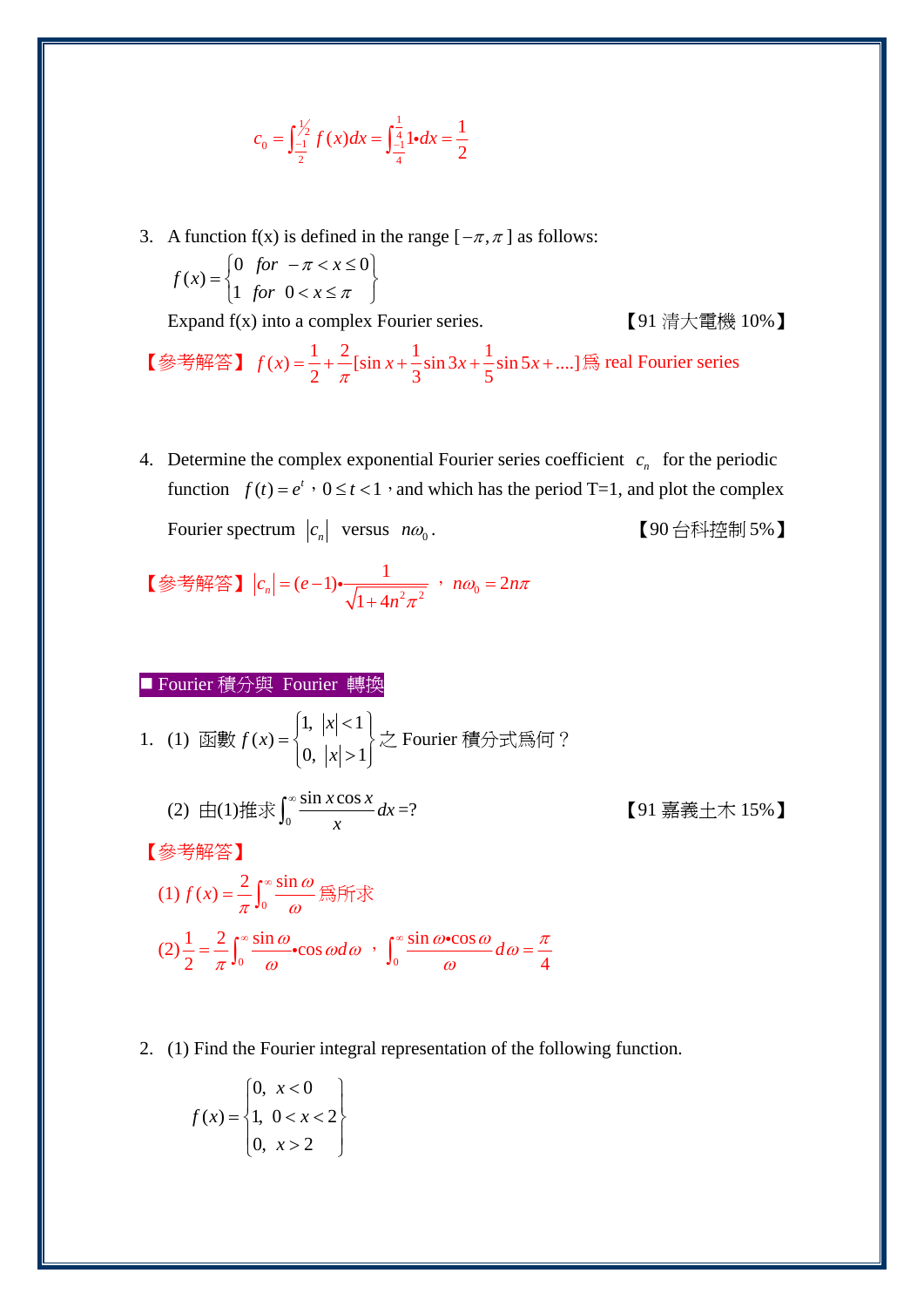$$c_0 = \int_{-\frac{1}{2}}^{\frac{1}{2}} f(x)dx = \int_{-\frac{1}{4}}^{\frac{1}{4}} 1 \bullet dx = \frac{1}{2}$$

3. A function f(x) is defined in the range $[-\pi, \pi]$ as follows:

$$f(x) = \begin{cases} 0 & for \ \ -\pi < x \le 0 \\ 1 & for \ \ 0 < x \le \pi \end{cases}$$

Expand f(x) into a complex Fourier series. 【91 清大電機 10%】

【參考解答】 $f(x) = \frac{1}{2} + \frac{2}{\pi}[\sin x + \frac{1}{3}\sin 3x + \frac{1}{5}\sin 5x + ....]$ 為 real Fourier series

4. Determine the complex exponential Fourier series coefficient $c_n$ for the periodic function $f(t) = e^t$，$0 \le t < 1$，and which has the period T=1, and plot the complex Fourier spectrum $|c_n|$ versus $n\omega_0$. 【90 台科控制 5%】

【參考解答】 $|c_n| = (e-1) \bullet \frac{1}{\sqrt{1+4n^2\pi^2}}$ ，$n\omega_0 = 2n\pi$

■ Fourier 積分與 Fourier 轉換

1. (1) 函數 $f(x) = \begin{cases} 1, & |x| < 1 \\ 0, & |x| > 1 \end{cases}$ 之 Fourier 積分式為何？

   (2) 由(1)推求 $\int_0^\infty \frac{\sin x \cos x}{x} dx$ =? 【91 嘉義土木 15%】

【參考解答】

(1) $f(x) = \frac{2}{\pi}\int_0^\infty \frac{\sin \omega}{\omega}$ 為所求

(2) $\frac{1}{2} = \frac{2}{\pi}\int_0^\infty \frac{\sin \omega}{\omega} \bullet \cos \omega d\omega$ ，$\int_0^\infty \frac{\sin \omega \bullet \cos \omega}{\omega} d\omega = \frac{\pi}{4}$

2. (1) Find the Fourier integral representation of the following function.

$$f(x) = \begin{cases} 0, & x < 0 \\ 1, & 0 < x < 2 \\ 0, & x > 2 \end{cases}$$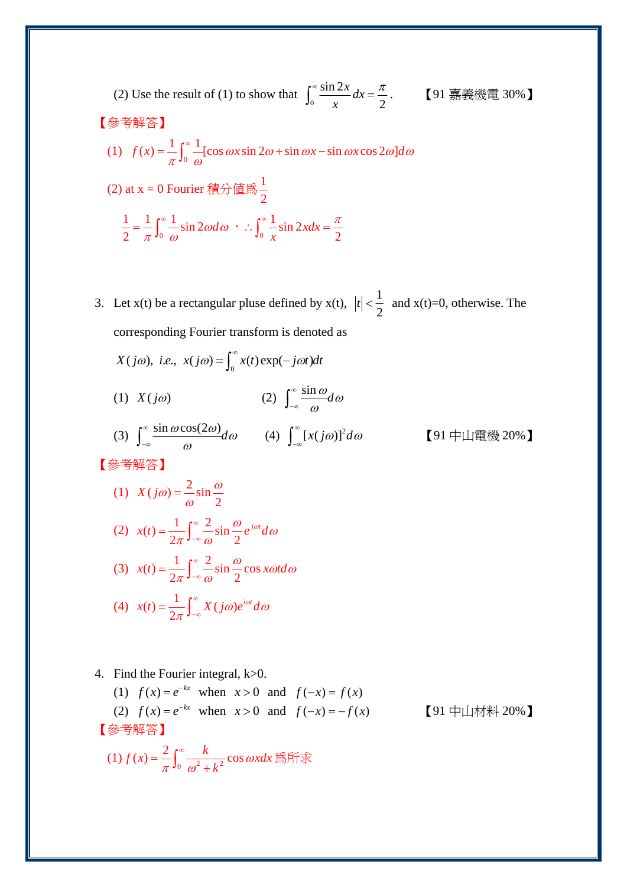(2) Use the result of (1) to show that $\int_0^\infty \frac{\sin 2x}{x} dx = \frac{\pi}{2}$.　　　【91 嘉義機電 30%】

【參考解答】

(1) $f(x) = \frac{1}{\pi}\int_0^\infty \frac{1}{\omega}[\cos\omega x \sin 2\omega + \sin\omega x - \sin\omega x \cos 2\omega] d\omega$

(2) at x = 0 Fourier 積分值為 $\frac{1}{2}$

$\frac{1}{2} = \frac{1}{\pi}\int_0^\infty \frac{1}{\omega}\sin 2\omega d\omega$，$\therefore \int_0^\infty \frac{1}{x}\sin 2x dx = \frac{\pi}{2}$

3. Let x(t) be a rectangular pluse defined by x(t), $|t| < \frac{1}{2}$ and x(t)=0, otherwise. The corresponding Fourier transform is denoted as

$X(j\omega)$, i.e., $x(j\omega) = \int_0^\infty x(t)\exp(-j\omega t)dt$

(1) $X(j\omega)$　　　(2) $\int_{-\infty}^\infty \frac{\sin\omega}{\omega} d\omega$

(3) $\int_{-\infty}^\infty \frac{\sin\omega\cos(2\omega)}{\omega} d\omega$　　　(4) $\int_{-\infty}^\infty [x(j\omega)]^2 d\omega$　　　【91 中山電機 20%】

【參考解答】

(1) $X(j\omega) = \frac{2}{\omega}\sin\frac{\omega}{2}$

(2) $x(t) = \frac{1}{2\pi}\int_{-\infty}^\infty \frac{2}{\omega}\sin\frac{\omega}{2} e^{j\omega t} d\omega$

(3) $x(t) = \frac{1}{2\pi}\int_{-\infty}^\infty \frac{2}{\omega}\sin\frac{\omega}{2}\cos x\omega t d\omega$

(4) $x(t) = \frac{1}{2\pi}\int_{-\infty}^\infty X(j\omega)e^{i\omega t} d\omega$

4. Find the Fourier integral, k>0.

(1) $f(x) = e^{-kx}$ when $x > 0$ and $f(-x) = f(x)$

(2) $f(x) = e^{-kx}$ when $x > 0$ and $f(-x) = -f(x)$　　　【91 中山材料 20%】

【參考解答】

(1) $f(x) = \frac{2}{\pi}\int_0^\infty \frac{k}{\omega^2 + k^2}\cos\omega x dx$ 為所求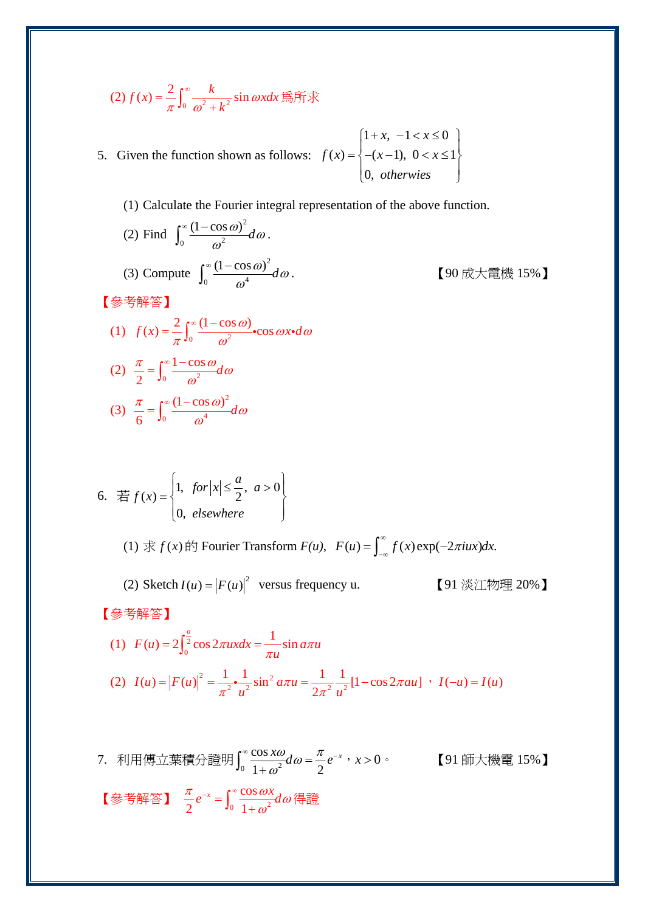(2) $f(x)=\dfrac{2}{\pi}\displaystyle\int_0^{\infty}\dfrac{k}{\omega^2+k^2}\sin\omega x dx$ 爲所求

5. Given the function shown as follows: $f(x)=\begin{cases}1+x, & -1<x\le 0\\ -(x-1), & 0<x\le 1\\ 0, & otherwies\end{cases}$

   (1) Calculate the Fourier integral representation of the above function.

   (2) Find $\displaystyle\int_0^{\infty}\frac{(1-\cos\omega)^2}{\omega^2}d\omega$.

   (3) Compute $\displaystyle\int_0^{\infty}\frac{(1-\cos\omega)^2}{\omega^4}d\omega$. 【90 成大電機 15%】

【參考解答】

(1) $f(x)=\dfrac{2}{\pi}\displaystyle\int_0^{\infty}\frac{(1-\cos\omega)}{\omega^2}\bullet\cos\omega x\bullet d\omega$

(2) $\dfrac{\pi}{2}=\displaystyle\int_0^{\infty}\frac{1-\cos\omega}{\omega^2}d\omega$

(3) $\dfrac{\pi}{6}=\displaystyle\int_0^{\infty}\frac{(1-\cos\omega)^2}{\omega^4}d\omega$

6. 若 $f(x)=\begin{cases}1, & for\ |x|\le\dfrac{a}{2},\ a>0\\ 0, & elsewhere\end{cases}$

   (1) 求 $f(x)$ 的 Fourier Transform $F(u)$, $F(u)=\displaystyle\int_{-\infty}^{\infty}f(x)\exp(-2\pi iux)dx.$

   (2) Sketch $I(u)=|F(u)|^2$ versus frequency u. 【91 淡江物理 20%】

【參考解答】

(1) $F(u)=2\displaystyle\int_0^{\frac{a}{2}}\cos 2\pi ux dx=\frac{1}{\pi u}\sin a\pi u$

(2) $I(u)=|F(u)|^2=\dfrac{1}{\pi^2}\bullet\dfrac{1}{u^2}\sin^2 a\pi u=\dfrac{1}{2\pi^2}\dfrac{1}{u^2}[1-\cos 2\pi au]$，$I(-u)=I(u)$

7. 利用傅立葉積分證明 $\displaystyle\int_0^{\infty}\frac{\cos x\omega}{1+\omega^2}d\omega=\frac{\pi}{2}e^{-x}$，$x>0$。 【91 師大機電 15%】

【參考解答】 $\dfrac{\pi}{2}e^{-x}=\displaystyle\int_0^{\infty}\frac{\cos\omega x}{1+\omega^2}d\omega$ 得證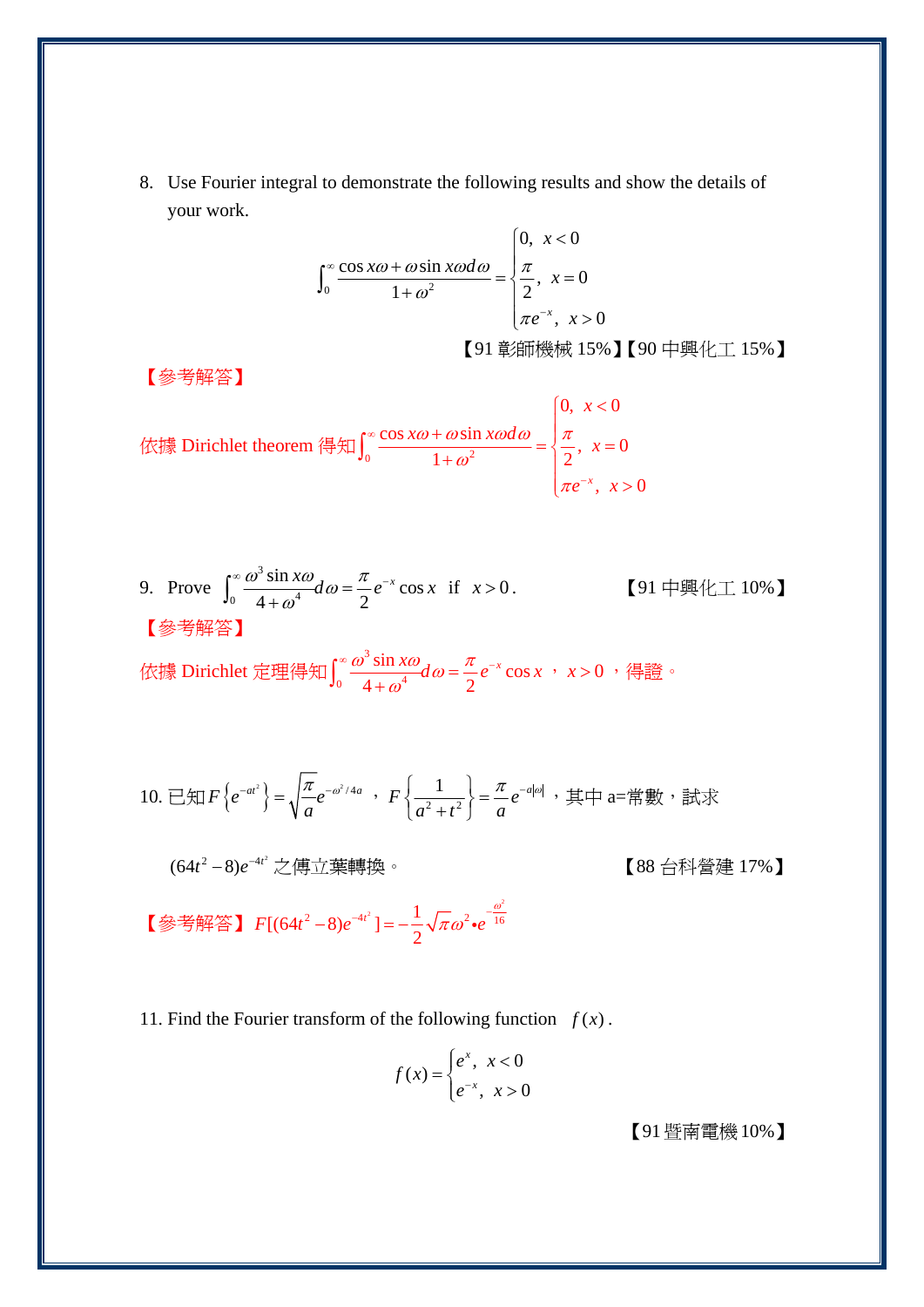8. Use Fourier integral to demonstrate the following results and show the details of your work.

$$\int_0^\infty \frac{\cos x\omega + \omega \sin x\omega d\omega}{1+\omega^2} = \begin{cases} 0, & x<0 \\ \dfrac{\pi}{2}, & x=0 \\ \pi e^{-x}, & x>0 \end{cases}$$

【91 彰師機械 15%】【90 中興化工 15%】

【參考解答】

依據 Dirichlet theorem 得知 $\int_0^\infty \frac{\cos x\omega + \omega \sin x\omega d\omega}{1+\omega^2} = \begin{cases} 0, & x<0 \\ \dfrac{\pi}{2}, & x=0 \\ \pi e^{-x}, & x>0 \end{cases}$

9. Prove $\int_0^\infty \frac{\omega^3 \sin x\omega}{4+\omega^4} d\omega = \frac{\pi}{2} e^{-x} \cos x$ if $x>0$. 【91 中興化工 10%】

【參考解答】

依據 Dirichlet 定理得知 $\int_0^\infty \frac{\omega^3 \sin x\omega}{4+\omega^4} d\omega = \frac{\pi}{2} e^{-x} \cos x$ ，$x>0$ ，得證。

10. 已知 $F\left\{e^{-at^2}\right\} = \sqrt{\frac{\pi}{a}} e^{-\omega^2/4a}$ ，$F\left\{\frac{1}{a^2+t^2}\right\} = \frac{\pi}{a} e^{-a|\omega|}$ ，其中 a=常數，試求

$(64t^2-8)e^{-4t^2}$ 之傅立葉轉換。 【88 台科營建 17%】

【參考解答】 $F[(64t^2-8)e^{-4t^2}] = -\frac{1}{2}\sqrt{\pi}\omega^2 \bullet e^{-\frac{\omega^2}{16}}$

11. Find the Fourier transform of the following function $f(x)$.

$$f(x) = \begin{cases} e^{x}, & x<0 \\ e^{-x}, & x>0 \end{cases}$$

【91 暨南電機 10%】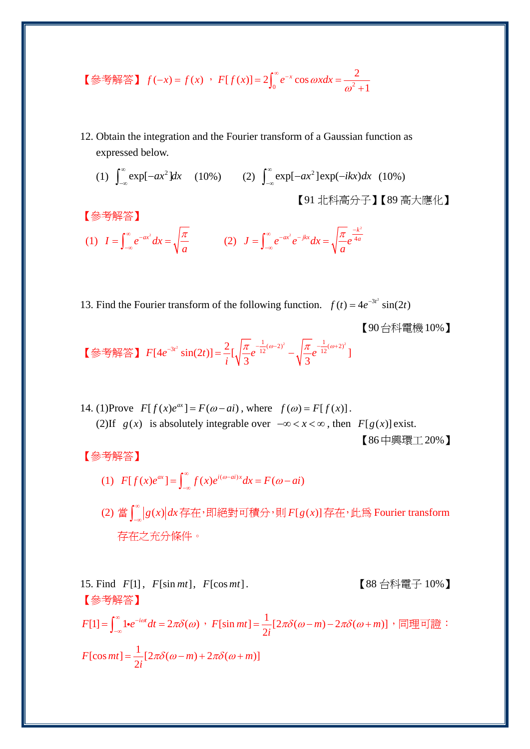【參考解答】 $f(-x)=f(x)$ ， $F[f(x)]=2\int_0^\infty e^{-x}\cos\omega x dx=\dfrac{2}{\omega^2+1}$

12. Obtain the integration and the Fourier transform of a Gaussian function as expressed below.

(1) $\int_{-\infty}^{\infty}\exp[-ax^2]dx$ (10%)  (2) $\int_{-\infty}^{\infty}\exp[-ax^2]\exp(-ikx)dx$ (10%)

【91 北科高分子】【89 高大應化】

【參考解答】

(1) $I=\int_{-\infty}^{\infty}e^{-ax^2}dx=\sqrt{\dfrac{\pi}{a}}$  (2) $J=\int_{-\infty}^{\infty}e^{-ax^2}e^{-jkx}dx=\sqrt{\dfrac{\pi}{a}}e^{\frac{-k^2}{4a}}$

13. Find the Fourier transform of the following function. $f(t)=4e^{-3t^2}\sin(2t)$

【90 台科電機 10%】

【參考解答】 $F[4e^{-3t^2}\sin(2t)]=\dfrac{2}{i}[\sqrt{\dfrac{\pi}{3}}e^{-\frac{1}{12}(\omega-2)^2}-\sqrt{\dfrac{\pi}{3}}e^{-\frac{1}{12}(\omega+2)^2}]$

14. (1)Prove $F[f(x)e^{ax}]=F(\omega-ai)$, where $f(\omega)=F[f(x)]$.

(2)If $g(x)$ is absolutely integrable over $-\infty<x<\infty$, then $F[g(x)]$ exist.

【86 中興環工 20%】

【參考解答】

(1) $F[f(x)e^{ax}]=\int_{-\infty}^{\infty}f(x)e^{i(\omega-ai)x}dx=F(\omega-ai)$

(2) 當 $\int_{-\infty}^{\infty}|g(x)|dx$ 存在，即絕對可積分，則 $F[g(x)]$ 存在，此為 Fourier transform 存在之充分條件。

15. Find $F[1]$, $F[\sin mt]$, $F[\cos mt]$.  【88 台科電子 10%】

【參考解答】

$F[1]=\int_{-\infty}^{\infty}1\bullet e^{-i\omega t}dt=2\pi\delta(\omega)$ ， $F[\sin mt]=\dfrac{1}{2i}[2\pi\delta(\omega-m)-2\pi\delta(\omega+m)]$ ，同理可證：

$F[\cos mt]=\dfrac{1}{2i}[2\pi\delta(\omega-m)+2\pi\delta(\omega+m)]$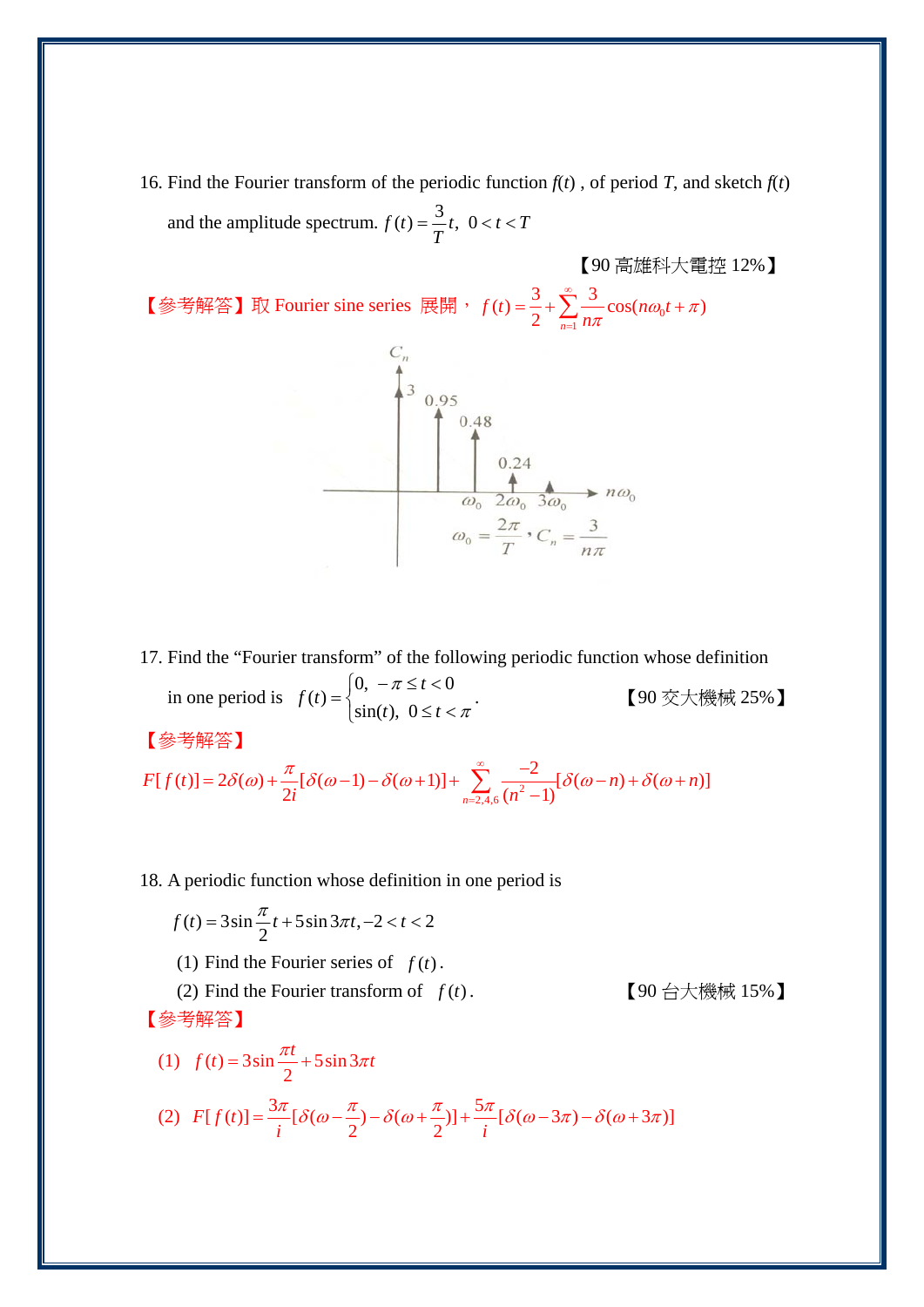16. Find the Fourier transform of the periodic function $f(t)$ , of period $T$, and sketch $f(t)$ and the amplitude spectrum. $f(t)=\dfrac{3}{T}t,\ \ 0<t<T$

【90 高雄科大電控 12%】

【參考解答】取 Fourier sine series 展開， $f(t)=\dfrac{3}{2}+\sum_{n=1}^{\infty}\dfrac{3}{n\pi}\cos(n\omega_0 t+\pi)$

$C_n$: 3, 0.95, 0.48, 0.24 at $\omega_0$, $2\omega_0$, $3\omega_0$; axis $n\omega_0$

$\omega_0=\dfrac{2\pi}{T}$，$C_n=\dfrac{3}{n\pi}$

17. Find the "Fourier transform" of the following periodic function whose definition in one period is $f(t)=\begin{cases}0, & -\pi\le t<0\\ \sin(t), & 0\le t<\pi\end{cases}$. 【90 交大機械 25%】

【參考解答】

$$F[f(t)]=2\delta(\omega)+\frac{\pi}{2i}[\delta(\omega-1)-\delta(\omega+1)]+\sum_{n=2,4,6}^{\infty}\frac{-2}{(n^2-1)}[\delta(\omega-n)+\delta(\omega+n)]$$

18. A periodic function whose definition in one period is

$$f(t)=3\sin\frac{\pi}{2}t+5\sin 3\pi t, -2<t<2$$

(1) Find the Fourier series of $f(t)$.

(2) Find the Fourier transform of $f(t)$. 【90 台大機械 15%】

【參考解答】

(1) $f(t)=3\sin\dfrac{\pi t}{2}+5\sin 3\pi t$

(2) $F[f(t)]=\dfrac{3\pi}{i}[\delta(\omega-\dfrac{\pi}{2})-\delta(\omega+\dfrac{\pi}{2})]+\dfrac{5\pi}{i}[\delta(\omega-3\pi)-\delta(\omega+3\pi)]$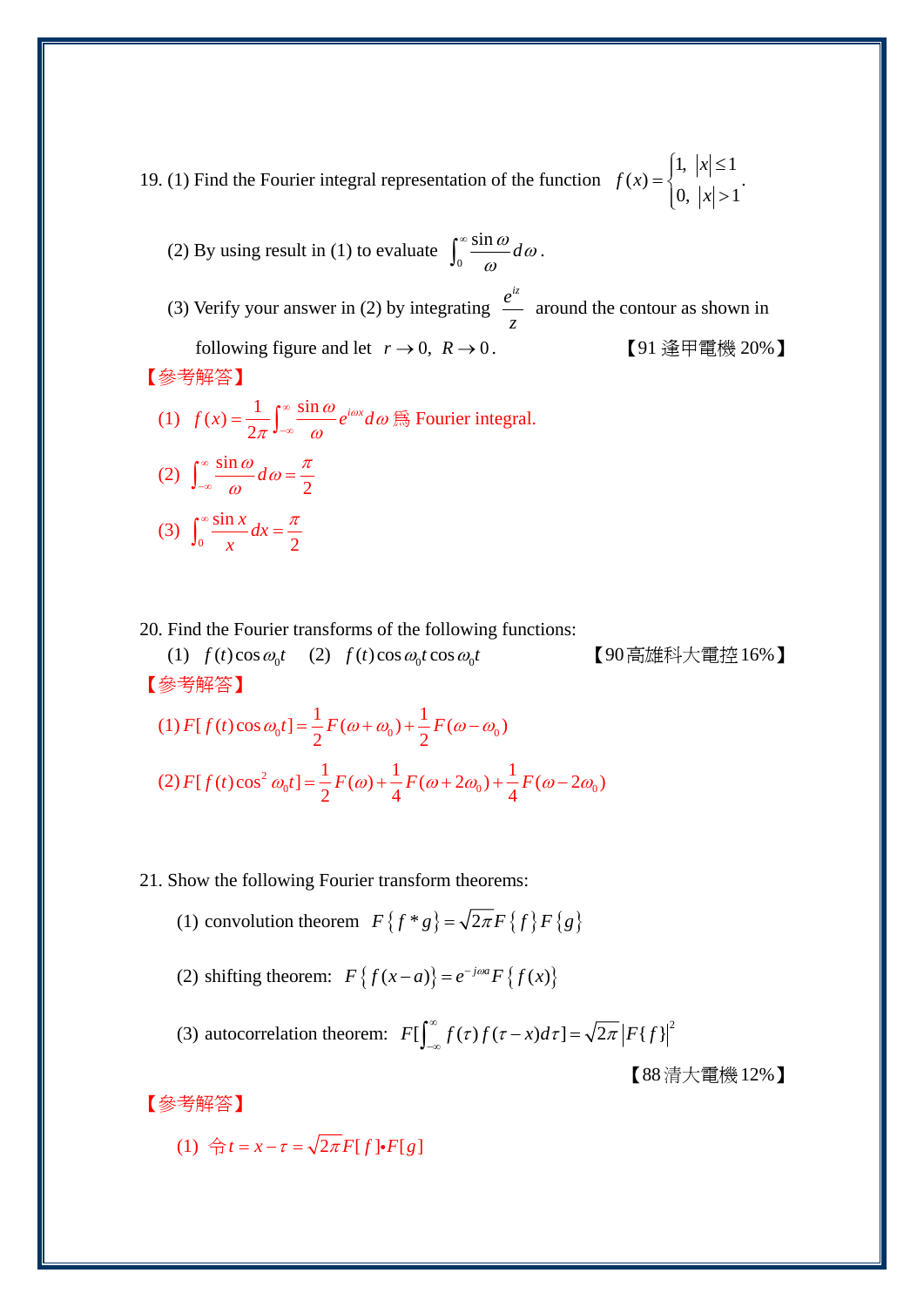19. (1) Find the Fourier integral representation of the function $f(x)=\begin{cases}1, & |x|\le 1\\ 0, & |x|>1\end{cases}$.

(2) By using result in (1) to evaluate $\int_0^{\infty}\frac{\sin\omega}{\omega}d\omega$.

(3) Verify your answer in (2) by integrating $\frac{e^{iz}}{z}$ around the contour as shown in following figure and let $r\to 0,\ R\to 0$. 【91 逢甲電機 20%】

【參考解答】

(1) $f(x)=\frac{1}{2\pi}\int_{-\infty}^{\infty}\frac{\sin\omega}{\omega}e^{i\omega x}d\omega$ 爲 Fourier integral.

(2) $\int_{-\infty}^{\infty}\frac{\sin\omega}{\omega}d\omega=\frac{\pi}{2}$

(3) $\int_0^{\infty}\frac{\sin x}{x}dx=\frac{\pi}{2}$

20. Find the Fourier transforms of the following functions:

(1) $f(t)\cos\omega_0 t$ (2) $f(t)\cos\omega_0 t\cos\omega_0 t$ 【90高雄科大電控 16%】

【參考解答】

(1) $F[f(t)\cos\omega_0 t]=\frac{1}{2}F(\omega+\omega_0)+\frac{1}{2}F(\omega-\omega_0)$

(2) $F[f(t)\cos^2\omega_0 t]=\frac{1}{2}F(\omega)+\frac{1}{4}F(\omega+2\omega_0)+\frac{1}{4}F(\omega-2\omega_0)$

21. Show the following Fourier transform theorems:

(1) convolution theorem $F\{f*g\}=\sqrt{2\pi}F\{f\}F\{g\}$

(2) shifting theorem: $F\{f(x-a)\}=e^{-j\omega a}F\{f(x)\}$

(3) autocorrelation theorem: $F[\int_{-\infty}^{\infty}f(\tau)f(\tau-x)d\tau]=\sqrt{2\pi}|F\{f\}|^2$

【88 清大電機 12%】

【參考解答】

(1) 令 $t=x-\tau=\sqrt{2\pi}F[f]\bullet F[g]$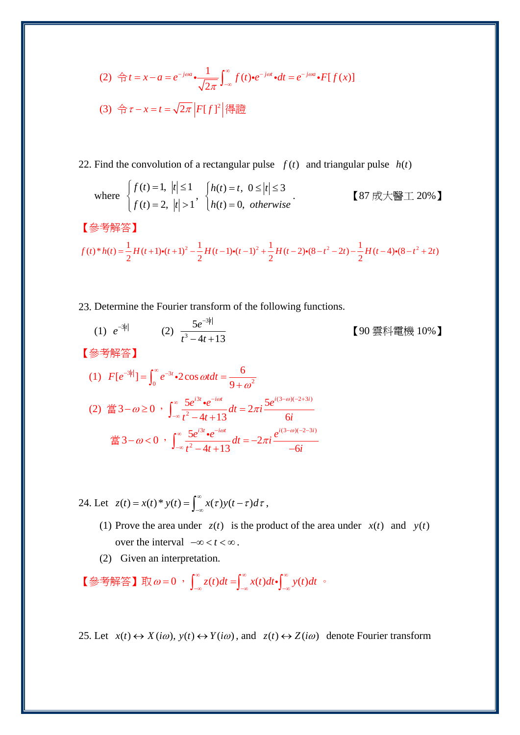(2) 令 $t = x - a = e^{-j\omega a} \bullet \dfrac{1}{\sqrt{2\pi}} \displaystyle\int_{-\infty}^{\infty} f(t) \bullet e^{-j\omega t} \bullet dt = e^{-j\omega a} \bullet F[f(x)]$

(3) 令 $\tau - x = t = \sqrt{2\pi}\left|F[f]^2\right|$ 得證

22. Find the convolution of a rectangular pulse $f(t)$ and triangular pulse $h(t)$

where $\begin{cases} f(t) = 1, & |t| \le 1 \\ f(t) = 2, & |t| > 1 \end{cases}$, $\begin{cases} h(t) = t, & 0 \le |t| \le 3 \\ h(t) = 0, & otherwise \end{cases}$. 【87 成大醫工 20%】

【參考解答】

$$f(t) * h(t) = \frac{1}{2} H(t+1) \bullet (t+1)^2 - \frac{1}{2} H(t-1) \bullet (t-1)^2 + \frac{1}{2} H(t-2) \bullet (8 - t^2 - 2t) - \frac{1}{2} H(t-4) \bullet (8 - t^2 + 2t)$$

23. Determine the Fourier transform of the following functions.

(1) $e^{-3|t|}$ (2) $\dfrac{5e^{-3|t|}}{t^3 - 4t + 13}$ 【90 雲科電機 10%】

【參考解答】

(1) $F[e^{-3|t|}] = \displaystyle\int_0^\infty e^{-3t} \bullet 2\cos\omega t dt = \frac{6}{9 + \omega^2}$

(2) 當 $3 - \omega \ge 0$，$\displaystyle\int_{-\infty}^{\infty} \frac{5e^{i3t} \bullet e^{-i\omega t}}{t^2 - 4t + 13} dt = 2\pi i \frac{5e^{i(3-\omega)(-2+3i)}}{6i}$

當 $3 - \omega < 0$，$\displaystyle\int_{-\infty}^{\infty} \frac{5e^{i3t} \bullet e^{-i\omega t}}{t^2 - 4t + 13} dt = -2\pi i \frac{e^{i(3-\omega)(-2-3i)}}{-6i}$

24. Let $z(t) = x(t) * y(t) = \displaystyle\int_{-\infty}^{\infty} x(\tau) y(t - \tau) d\tau$,

(1) Prove the area under $z(t)$ is the product of the area under $x(t)$ and $y(t)$ over the interval $-\infty < t < \infty$.

(2) Given an interpretation.

【參考解答】取 $\omega = 0$，$\displaystyle\int_{-\infty}^{\infty} z(t) dt = \int_{-\infty}^{\infty} x(t) dt \bullet \int_{-\infty}^{\infty} y(t) dt$。

25. Let $x(t) \leftrightarrow X(i\omega)$, $y(t) \leftrightarrow Y(i\omega)$, and $z(t) \leftrightarrow Z(i\omega)$ denote Fourier transform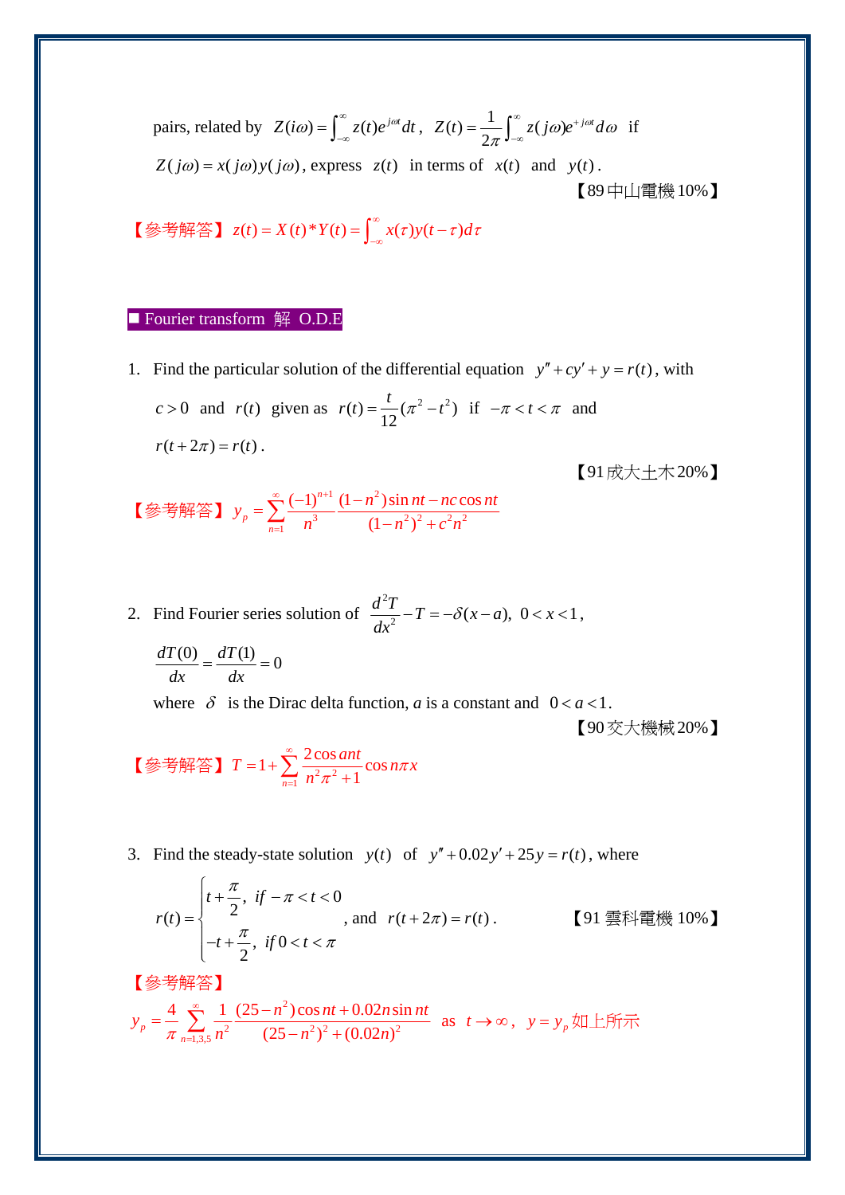pairs, related by $Z(i\omega)=\int_{-\infty}^{\infty} z(t)e^{j\omega t}dt$, $Z(t)=\dfrac{1}{2\pi}\int_{-\infty}^{\infty} z(j\omega)e^{+j\omega t}d\omega$ if $Z(j\omega)=x(j\omega)y(j\omega)$, express $z(t)$ in terms of $x(t)$ and $y(t)$.

【89中山電機10%】

【參考解答】$z(t)=X(t)*Y(t)=\int_{-\infty}^{\infty} x(\tau)y(t-\tau)d\tau$

## ■ Fourier transform 解 O.D.E

1. Find the particular solution of the differential equation $y''+cy'+y=r(t)$, with $c>0$ and $r(t)$ given as $r(t)=\dfrac{t}{12}(\pi^2-t^2)$ if $-\pi<t<\pi$ and $r(t+2\pi)=r(t)$.

【91成大土木20%】

【參考解答】$y_p=\sum_{n=1}^{\infty}\dfrac{(-1)^{n+1}}{n^3}\dfrac{(1-n^2)\sin nt-nc\cos nt}{(1-n^2)^2+c^2n^2}$

2. Find Fourier series solution of $\dfrac{d^2T}{dx^2}-T=-\delta(x-a),\ 0<x<1$, $\dfrac{dT(0)}{dx}=\dfrac{dT(1)}{dx}=0$
   where $\delta$ is the Dirac delta function, *a* is a constant and $0<a<1$.

【90交大機械20%】

【參考解答】$T=1+\sum_{n=1}^{\infty}\dfrac{2\cos ant}{n^2\pi^2+1}\cos n\pi x$

3. Find the steady-state solution $y(t)$ of $y''+0.02y'+25y=r(t)$, where

$$r(t)=\begin{cases} t+\dfrac{\pi}{2}, & if\ -\pi<t<0 \\ -t+\dfrac{\pi}{2}, & if\ 0<t<\pi \end{cases}$$

, and $r(t+2\pi)=r(t)$.

【91雲科電機10%】

【參考解答】

$y_p=\dfrac{4}{\pi}\sum_{n=1,3,5}^{\infty}\dfrac{1}{n^2}\dfrac{(25-n^2)\cos nt+0.02n\sin nt}{(25-n^2)^2+(0.02n)^2}$ as $t\to\infty$, $y=y_p$ 如上所示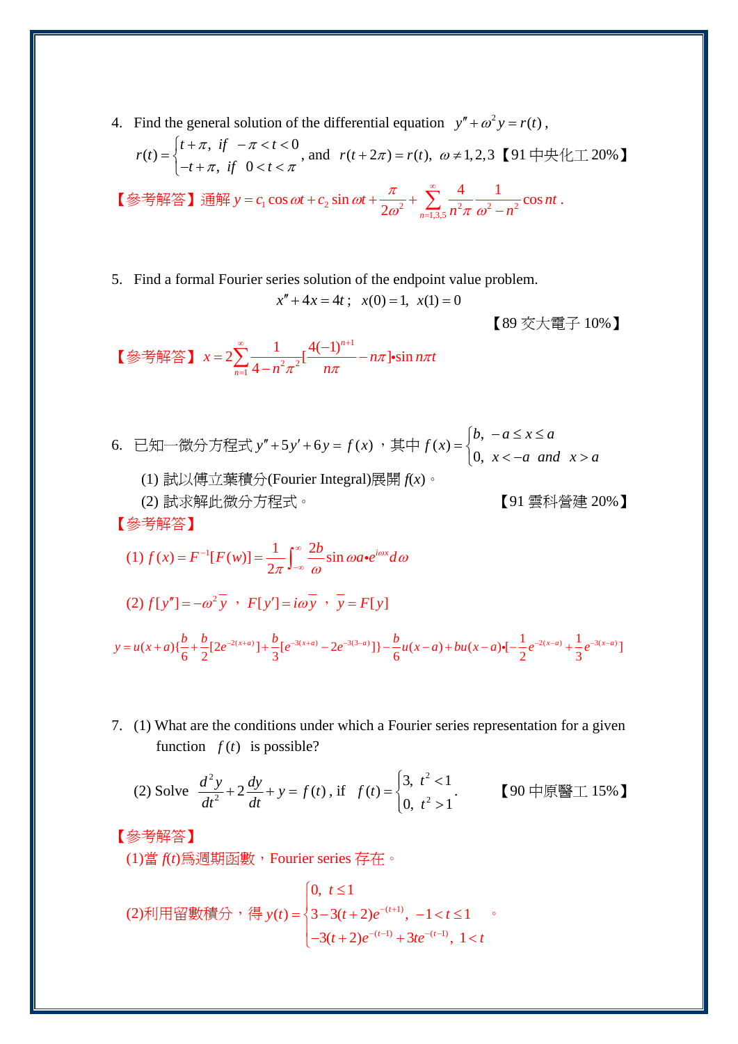4. Find the general solution of the differential equation $y''+\omega^2 y = r(t)$,

$r(t)=\begin{cases} t+\pi, & if \quad -\pi<t<0 \\ -t+\pi, & if \quad 0<t<\pi \end{cases}$, and $r(t+2\pi)=r(t)$, $\omega \neq 1,2,3$【91 中央化工 20%】

【參考解答】通解 $y=c_1\cos\omega t+c_2\sin\omega t+\dfrac{\pi}{2\omega^2}+\displaystyle\sum_{n=1,3,5}^{\infty}\frac{4}{n^2\pi}\frac{1}{\omega^2-n^2}\cos nt$ .

5. Find a formal Fourier series solution of the endpoint value problem.

$$x''+4x=4t\,;\quad x(0)=1,\ x(1)=0$$

【89 交大電子 10%】

【參考解答】 $x=2\displaystyle\sum_{n=1}^{\infty}\frac{1}{4-n^2\pi^2}\left[\frac{4(-1)^{n+1}}{n\pi}-n\pi\right]\bullet\sin n\pi t$

6. 已知一微分方程式 $y''+5y'+6y=f(x)$，其中 $f(x)=\begin{cases} b, & -a\le x\le a \\ 0, & x<-a \ \ and \ \ x>a \end{cases}$

(1) 試以傅立葉積分(Fourier Integral)展開 $f(x)$。

(2) 試求解此微分方程式。 【91 雲科營建 20%】

【參考解答】

(1) $f(x)=F^{-1}[F(w)]=\dfrac{1}{2\pi}\displaystyle\int_{-\infty}^{\infty}\frac{2b}{\omega}\sin\omega a\bullet e^{i\omega x}d\omega$

(2) $f[y'']=-\omega^2\bar{y}$ ， $F[y']=i\omega\bar{y}$ ， $\bar{y}=F[y]$

$y=u(x+a)\{\frac{b}{6}+\frac{b}{2}[2e^{-2(x+a)}]+\frac{b}{3}[e^{-3(x+a)}-2e^{-3(3-a)}]\}-\frac{b}{6}u(x-a)+bu(x-a)\bullet[-\frac{1}{2}e^{-2(x-a)}+\frac{1}{3}e^{-3(x-a)}]$

7. (1) What are the conditions under which a Fourier series representation for a given function $f(t)$ is possible?

(2) Solve $\dfrac{d^2y}{dt^2}+2\dfrac{dy}{dt}+y=f(t)$, if $f(t)=\begin{cases} 3, & t^2<1 \\ 0, & t^2>1 \end{cases}$. 【90 中原醫工 15%】

【參考解答】

(1)當 $f(t)$爲週期函數，Fourier series 存在。

(2)利用留數積分，得 $y(t)=\begin{cases} 0, & t\le 1 \\ 3-3(t+2)e^{-(t+1)}, & -1<t\le 1 \\ -3(t+2)e^{-(t-1)}+3te^{-(t-1)}, & 1<t \end{cases}$ 。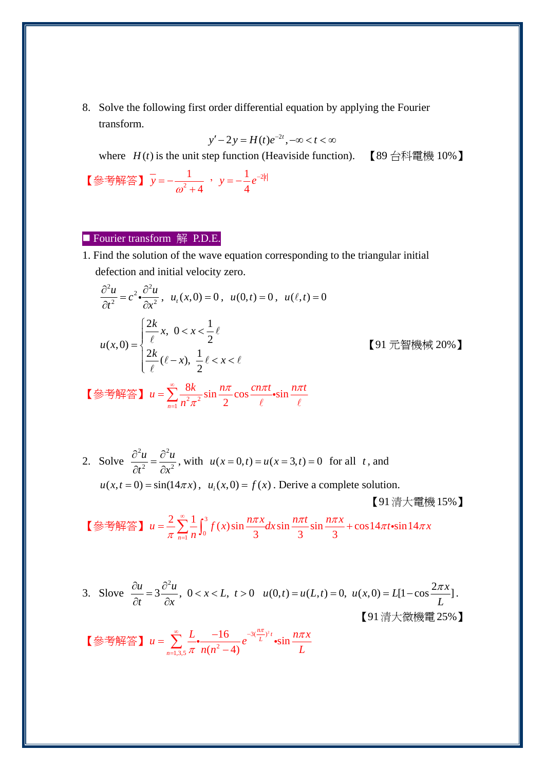8. Solve the following first order differential equation by applying the Fourier transform.

$$y' - 2y = H(t)e^{-2t}, -\infty < t < \infty$$

where $H(t)$ is the unit step function (Heaviside function). 【89 台科電機 10%】

【參考解答】 $\bar{y} = -\dfrac{1}{\omega^2 + 4}$ ， $y = -\dfrac{1}{4}e^{-2|t|}$

■ Fourier transform 解 P.D.E.

1. Find the solution of the wave equation corresponding to the triangular initial defection and initial velocity zero.

$$\frac{\partial^2 u}{\partial t^2} = c^2 \bullet \frac{\partial^2 u}{\partial x^2}, \quad u_t(x,0) = 0, \quad u(0,t) = 0, \quad u(\ell,t) = 0$$

$$u(x,0) = \begin{cases} \dfrac{2k}{\ell}x, & 0 < x < \dfrac{1}{2}\ell \\ \dfrac{2k}{\ell}(\ell - x), & \dfrac{1}{2}\ell < x < \ell \end{cases}$$

【91 元智機械 20%】

【參考解答】 $u = \displaystyle\sum_{n=1}^{\infty} \frac{8k}{n^2\pi^2} \sin\frac{n\pi}{2} \cos\frac{cn\pi t}{\ell} \bullet \sin\frac{n\pi t}{\ell}$

2. Solve $\dfrac{\partial^2 u}{\partial t^2} = \dfrac{\partial^2 u}{\partial x^2}$, with $u(x=0,t) = u(x=3,t) = 0$ for all $t$, and $u(x,t=0) = \sin(14\pi x)$, $u_i(x,0) = f(x)$. Derive a complete solution.

【91 清大電機 15%】

【參考解答】 $u = \dfrac{2}{\pi}\displaystyle\sum_{n=1}^{\infty} \frac{1}{n} \int_0^3 f(x) \sin\frac{n\pi x}{3} dx \sin\frac{n\pi t}{3} \sin\frac{n\pi x}{3} + \cos 14\pi t \bullet \sin 14\pi x$

3. Slove $\dfrac{\partial u}{\partial t} = 3\dfrac{\partial^2 u}{\partial x}$, $0 < x < L,\ t > 0$ $\quad u(0,t) = u(L,t) = 0,\ u(x,0) = L[1 - \cos\dfrac{2\pi x}{L}]$.

【91 清大微機電 25%】

【參考解答】 $u = \displaystyle\sum_{n=1,3,5}^{\infty} \frac{L}{\pi} \bullet \frac{-16}{n(n^2 - 4)} e^{-3(\frac{n\pi}{L})^2 t} \bullet \sin\frac{n\pi x}{L}$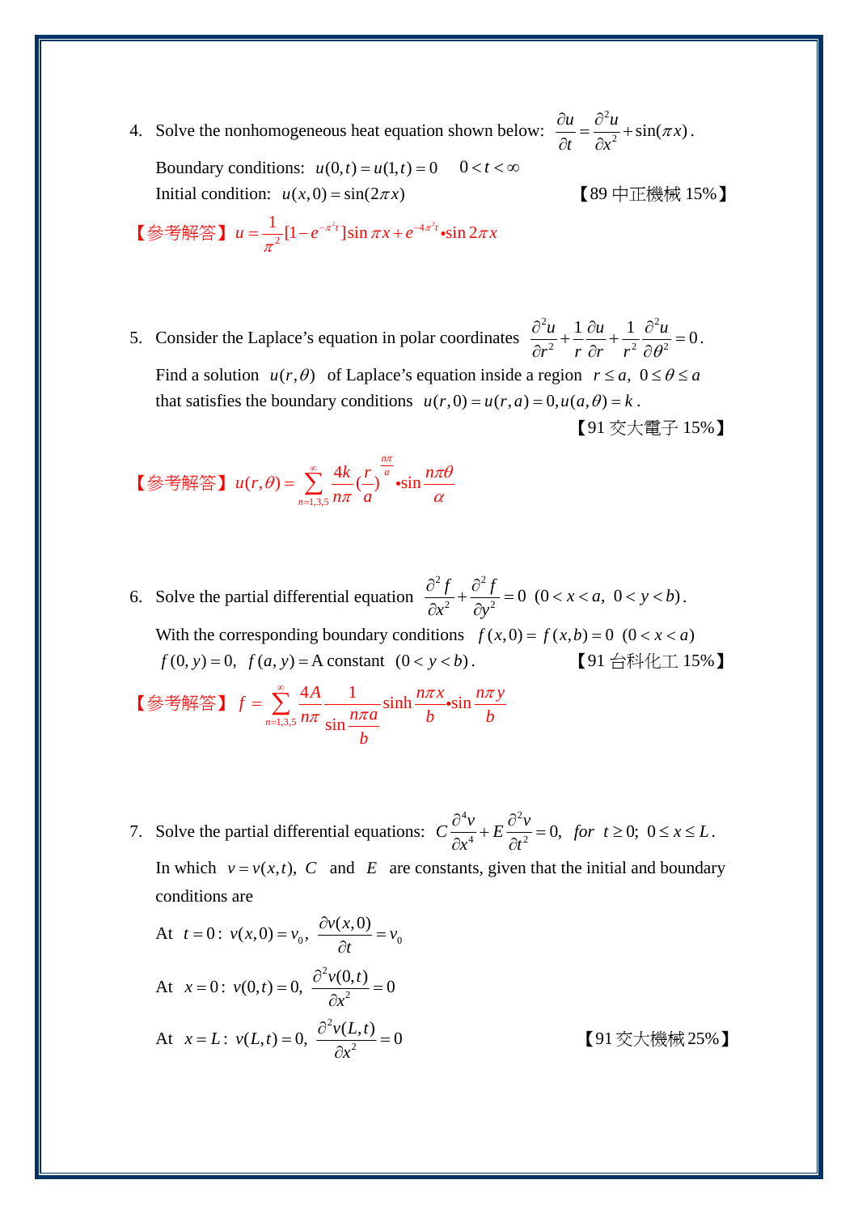4. Solve the nonhomogeneous heat equation shown below: $\dfrac{\partial u}{\partial t} = \dfrac{\partial^2 u}{\partial x^2} + \sin(\pi x)$.

   Boundary conditions: $u(0,t) = u(1,t) = 0 \quad 0 < t < \infty$

   Initial condition: $u(x,0) = \sin(2\pi x)$ 【89 中正機械 15%】

【參考解答】$u = \dfrac{1}{\pi^2}[1 - e^{-\pi^2 t}]\sin \pi x + e^{-4\pi^2 t} \bullet \sin 2\pi x$

5. Consider the Laplace's equation in polar coordinates $\dfrac{\partial^2 u}{\partial r^2} + \dfrac{1}{r}\dfrac{\partial u}{\partial r} + \dfrac{1}{r^2}\dfrac{\partial^2 u}{\partial \theta^2} = 0$.

   Find a solution $u(r,\theta)$ of Laplace's equation inside a region $r \le a,\ 0 \le \theta \le a$ that satisfies the boundary conditions $u(r,0) = u(r,a) = 0, u(a,\theta) = k$.

   【91 交大電子 15%】

【參考解答】$u(r,\theta) = \displaystyle\sum_{n=1,3,5}^{\infty} \frac{4k}{n\pi}\left(\frac{r}{a}\right)^{\frac{n\pi}{\alpha}} \bullet \sin\frac{n\pi\theta}{\alpha}$

6. Solve the partial differential equation $\dfrac{\partial^2 f}{\partial x^2} + \dfrac{\partial^2 f}{\partial y^2} = 0 \ \ (0 < x < a,\ 0 < y < b)$.

   With the corresponding boundary conditions $f(x,0) = f(x,b) = 0 \ \ (0 < x < a)$

   $f(0,y) = 0,\ f(a,y) = \text{A constant} \ \ (0 < y < b)$. 【91 台科化工 15%】

【參考解答】$f = \displaystyle\sum_{n=1,3,5}^{\infty} \frac{4A}{n\pi}\frac{1}{\sin\frac{n\pi a}{b}}\sinh\frac{n\pi x}{b} \bullet \sin\frac{n\pi y}{b}$

7. Solve the partial differential equations: $C\dfrac{\partial^4 v}{\partial x^4} + E\dfrac{\partial^2 v}{\partial t^2} = 0,\ \ for\ \ t \ge 0;\ 0 \le x \le L$.

   In which $v = v(x,t)$, $C$ and $E$ are constants, given that the initial and boundary conditions are

   At $t = 0$: $v(x,0) = v_0,\ \dfrac{\partial v(x,0)}{\partial t} = v_0$

   At $x = 0$: $v(0,t) = 0,\ \dfrac{\partial^2 v(0,t)}{\partial x^2} = 0$

   At $x = L$: $v(L,t) = 0,\ \dfrac{\partial^2 v(L,t)}{\partial x^2} = 0$ 【91 交大機械 25%】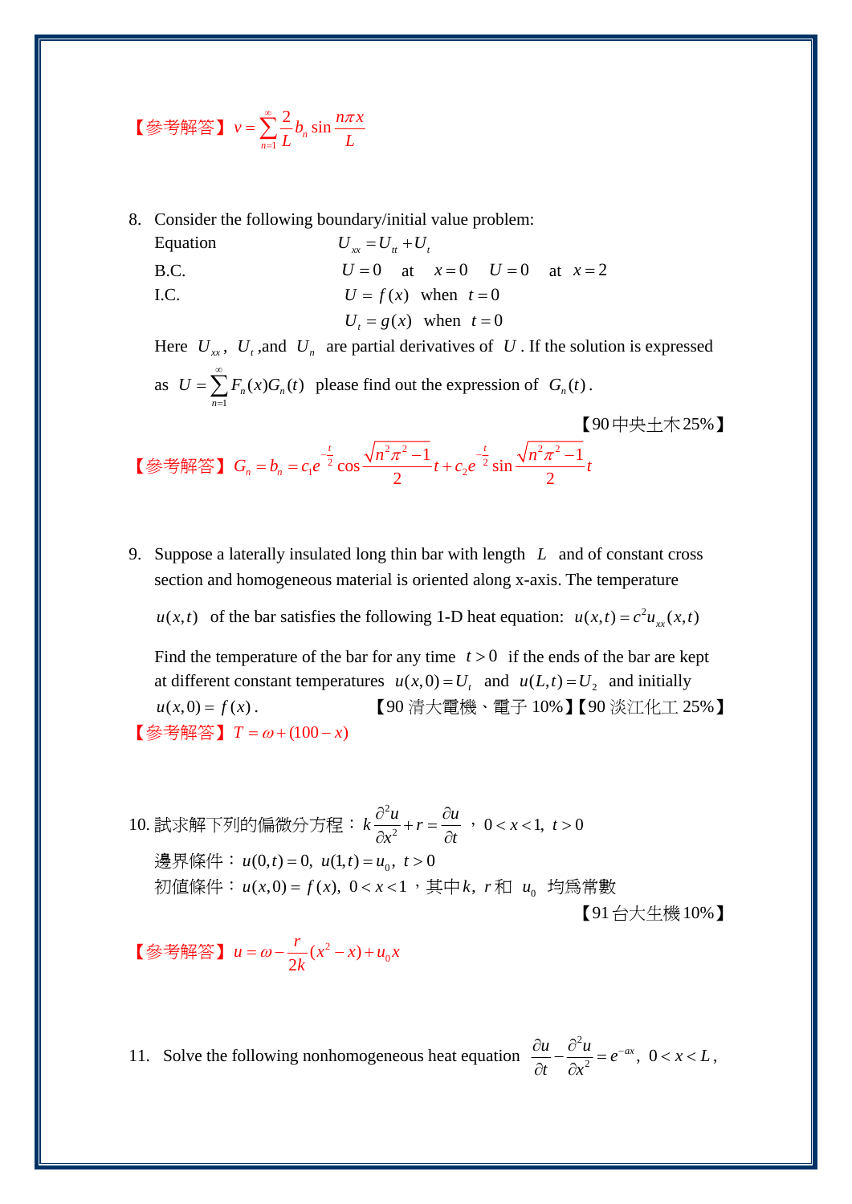【參考解答】$v = \sum_{n=1}^{\infty} \frac{2}{L} b_n \sin \frac{n\pi x}{L}$

8. Consider the following boundary/initial value problem:

   Equation $\quad U_{xx} = U_{tt} + U_t$

   B.C. $\quad U = 0 \;$ at $\; x = 0 \quad U = 0 \;$ at $\; x = 2$

   I.C. $\quad U = f(x) \;$ when $\; t = 0$

   $\quad U_t = g(x) \;$ when $\; t = 0$

   Here $U_{xx}$, $U_t$ ,and $U_n$ are partial derivatives of $U$. If the solution is expressed as $U = \sum_{n=1}^{\infty} F_n(x) G_n(t)$ please find out the expression of $G_n(t)$.

   【90中央土木25%】

【參考解答】$G_n = b_n = c_1 e^{-\frac{t}{2}} \cos \frac{\sqrt{n^2\pi^2 - 1}}{2} t + c_2 e^{-\frac{t}{2}} \sin \frac{\sqrt{n^2\pi^2 - 1}}{2} t$

9. Suppose a laterally insulated long thin bar with length $L$ and of constant cross section and homogeneous material is oriented along x-axis. The temperature $u(x,t)$ of the bar satisfies the following 1-D heat equation: $u(x,t) = c^2 u_{xx}(x,t)$

   Find the temperature of the bar for any time $t > 0$ if the ends of the bar are kept at different constant temperatures $u(x,0) = U_t$ and $u(L,t) = U_2$ and initially $u(x,0) = f(x)$.

   【90 清大電機、電子 10%】【90 淡江化工 25%】

【參考解答】$T = \omega + (100 - x)$

10. 試求解下列的偏微分方程：$k\frac{\partial^2 u}{\partial x^2} + r = \frac{\partial u}{\partial t}$ ，$0 < x < 1,\ t > 0$

    邊界條件：$u(0,t) = 0,\ u(1,t) = u_0,\ t > 0$

    初值條件：$u(x,0) = f(x),\ 0 < x < 1$，其中$k,\ r$和 $u_0$ 均爲常數

    【91台大生機10%】

【參考解答】$u = \omega - \frac{r}{2k}(x^2 - x) + u_0 x$

11. Solve the following nonhomogeneous heat equation $\frac{\partial u}{\partial t} - \frac{\partial^2 u}{\partial x^2} = e^{-ax},\ 0 < x < L,$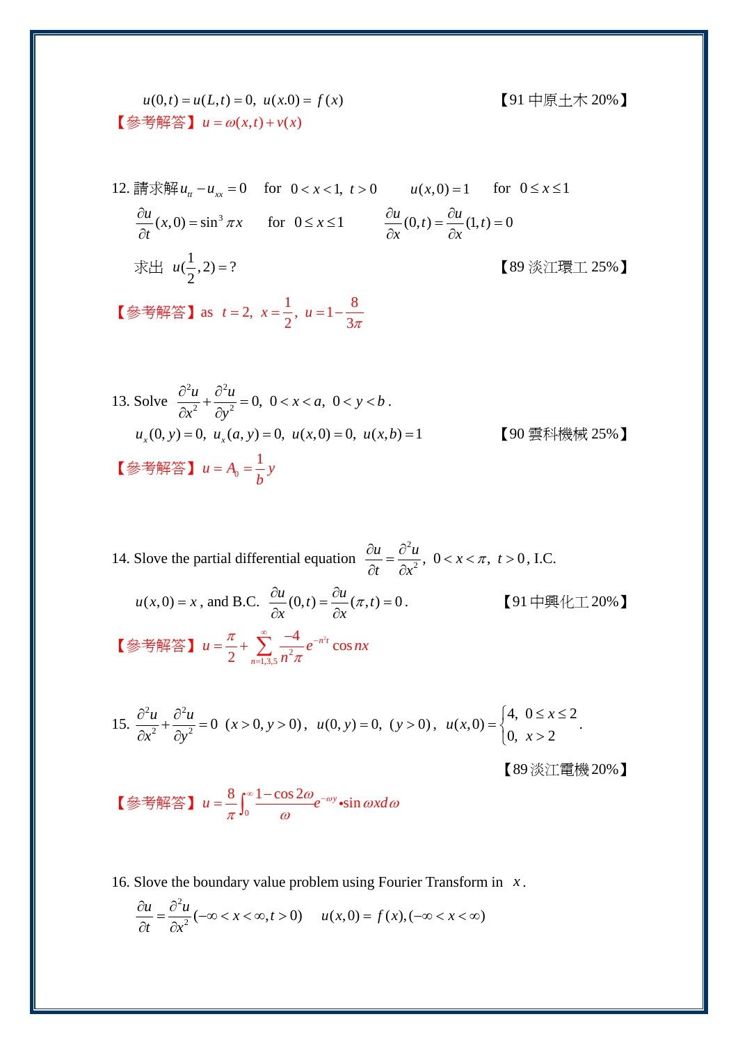$u(0,t)=u(L,t)=0,\ u(x.0)=f(x)$ 【91 中原土木 20%】

【參考解答】$u=\omega(x,t)+v(x)$

12. 請求解 $u_{tt}-u_{xx}=0$ for $0<x<1,\ t>0$ $u(x,0)=1$ for $0\le x\le 1$

$\dfrac{\partial u}{\partial t}(x,0)=\sin^3 \pi x$ for $0\le x\le 1$ $\dfrac{\partial u}{\partial x}(0,t)=\dfrac{\partial u}{\partial x}(1,t)=0$

求出 $u(\frac{1}{2},2)=?$ 【89 淡江環工 25%】

【參考解答】as $t=2,\ x=\dfrac{1}{2},\ u=1-\dfrac{8}{3\pi}$

13. Solve $\dfrac{\partial^2 u}{\partial x^2}+\dfrac{\partial^2 u}{\partial y^2}=0,\ 0<x<a,\ 0<y<b$.

$u_x(0,y)=0,\ u_x(a,y)=0,\ u(x,0)=0,\ u(x,b)=1$ 【90 雲科機械 25%】

【參考解答】$u=A_0=\dfrac{1}{b}y$

14. Slove the partial differential equation $\dfrac{\partial u}{\partial t}=\dfrac{\partial^2 u}{\partial x^2},\ 0<x<\pi,\ t>0$, I.C.

$u(x,0)=x$, and B.C. $\dfrac{\partial u}{\partial x}(0,t)=\dfrac{\partial u}{\partial x}(\pi,t)=0$. 【91 中興化工 20%】

【參考解答】$u=\dfrac{\pi}{2}+\displaystyle\sum_{n=1,3,5}^{\infty}\dfrac{-4}{n^2\pi}e^{-n^2t}\cos nx$

15. $\dfrac{\partial^2 u}{\partial x^2}+\dfrac{\partial^2 u}{\partial y^2}=0\ \ (x>0,y>0)$, $u(0,y)=0,\ (y>0)$, $u(x,0)=\begin{cases}4, & 0\le x\le 2\\ 0, & x>2\end{cases}$.

【89 淡江電機 20%】

【參考解答】$u=\dfrac{8}{\pi}\displaystyle\int_0^{\infty}\dfrac{1-\cos 2\omega}{\omega}e^{-\omega y}\cdot\sin\omega x\,d\omega$

16. Slove the boundary value problem using Fourier Transform in $x$.

$\dfrac{\partial u}{\partial t}=\dfrac{\partial^2 u}{\partial x^2}(-\infty<x<\infty,t>0)$ $u(x,0)=f(x),(-\infty<x<\infty)$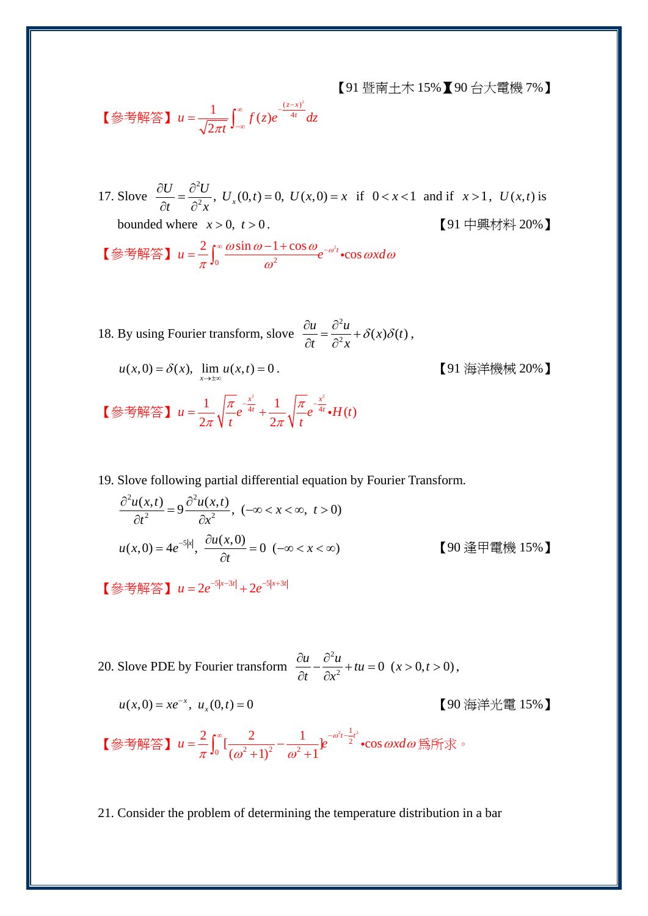【91 暨南土木 15%】【90 台大電機 7%】

【參考解答】 $u = \dfrac{1}{\sqrt{2\pi t}} \int_{-\infty}^{\infty} f(z) e^{-\frac{(z-x)^2}{4t}} dz$

17. Slove $\dfrac{\partial U}{\partial t} = \dfrac{\partial^2 U}{\partial^2 x}$, $U_x(0,t) = 0$, $U(x,0) = x$ if $0 < x < 1$ and if $x > 1$, $U(x,t)$ is bounded where $x > 0$, $t > 0$. 【91 中興材料 20%】

【參考解答】 $u = \dfrac{2}{\pi} \int_0^{\infty} \dfrac{\omega \sin\omega - 1 + \cos\omega}{\omega^2} e^{-\omega^2 t} \bullet \cos\omega x d\omega$

18. By using Fourier transform, slove $\dfrac{\partial u}{\partial t} = \dfrac{\partial^2 u}{\partial^2 x} + \delta(x)\delta(t)$,

$u(x,0) = \delta(x)$, $\lim\limits_{x \to \pm\infty} u(x,t) = 0$. 【91 海洋機械 20%】

【參考解答】 $u = \dfrac{1}{2\pi}\sqrt{\dfrac{\pi}{t}} e^{-\frac{x^2}{4t}} + \dfrac{1}{2\pi}\sqrt{\dfrac{\pi}{t}} e^{-\frac{x^2}{4t}} \bullet H(t)$

19. Slove following partial differential equation by Fourier Transform.

$$\frac{\partial^2 u(x,t)}{\partial t^2} = 9\frac{\partial^2 u(x,t)}{\partial x^2}, \ (-\infty < x < \infty, \ t > 0)$$

$$u(x,0) = 4e^{-5|x|}, \ \frac{\partial u(x,0)}{\partial t} = 0 \ (-\infty < x < \infty)$$

【90 逢甲電機 15%】

【參考解答】 $u = 2e^{-5|x-3t|} + 2e^{-5|x+3t|}$

20. Slove PDE by Fourier transform $\dfrac{\partial u}{\partial t} - \dfrac{\partial^2 u}{\partial x^2} + tu = 0$ $(x > 0, t > 0)$,

$u(x,0) = xe^{-x}$, $u_x(0,t) = 0$ 【90 海洋光電 15%】

【參考解答】 $u = \dfrac{2}{\pi} \int_0^{\infty} [\dfrac{2}{(\omega^2+1)^2} - \dfrac{1}{\omega^2+1}] e^{-\omega^2 t - \frac{1}{2}t^2} \bullet \cos\omega x d\omega$ 為所求。

21. Consider the problem of determining the temperature distribution in a bar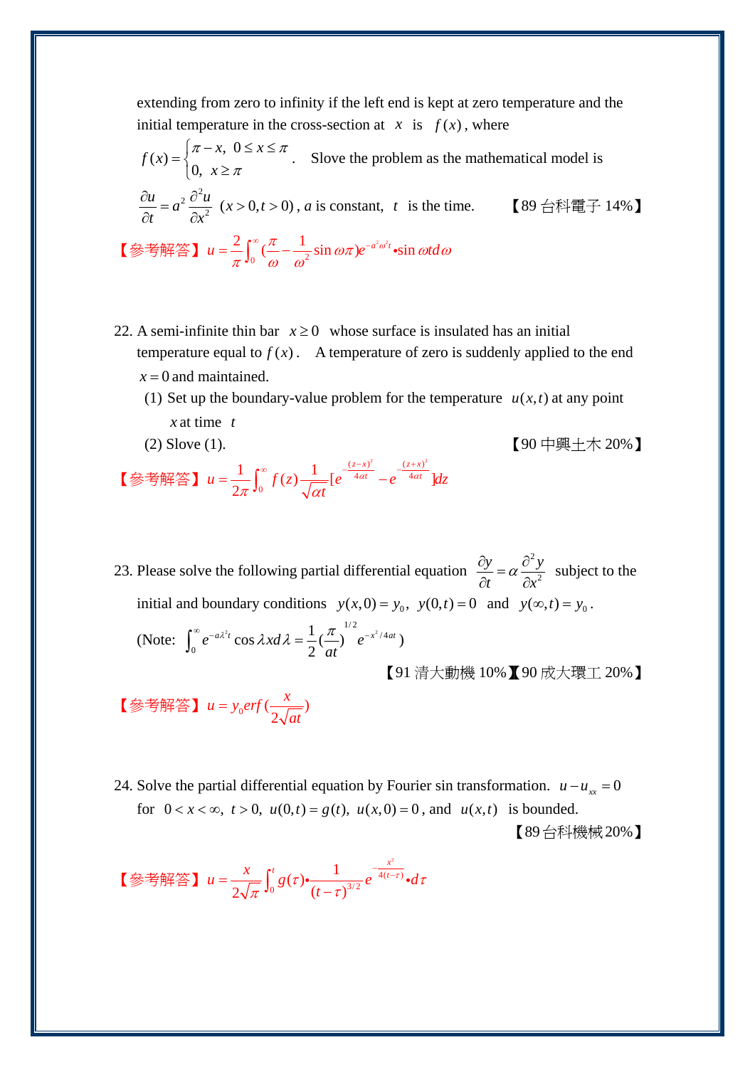extending from zero to infinity if the left end is kept at zero temperature and the initial temperature in the cross-section at $x$ is $f(x)$, where

$f(x)=\begin{cases}\pi - x, & 0\le x\le \pi \\ 0, & x\ge \pi\end{cases}$. Slove the problem as the mathematical model is

$\dfrac{\partial u}{\partial t}=a^2\dfrac{\partial^2 u}{\partial x^2}$ $(x>0, t>0)$, $a$ is constant, $t$ is the time. 【89 台科電子 14%】

【參考解答】$u=\dfrac{2}{\pi}\displaystyle\int_0^\infty \left(\frac{\pi}{\omega}-\frac{1}{\omega^2}\sin\omega\pi\right)e^{-a^2\omega^2 t}\bullet\sin\omega t d\omega$

22. A semi-infinite thin bar $x\ge 0$ whose surface is insulated has an initial temperature equal to $f(x)$. A temperature of zero is suddenly applied to the end $x=0$ and maintained.

(1) Set up the boundary-value problem for the temperature $u(x,t)$ at any point $x$ at time $t$

(2) Slove (1). 【90 中興土木 20%】

【參考解答】$u=\dfrac{1}{2\pi}\displaystyle\int_0^\infty f(z)\frac{1}{\sqrt{\alpha t}}\left[e^{-\frac{(z-x)^2}{4\alpha t}}-e^{-\frac{(z+x)^2}{4\alpha t}}\right]dz$

23. Please solve the following partial differential equation $\dfrac{\partial y}{\partial t}=\alpha\dfrac{\partial^2 y}{\partial x^2}$ subject to the initial and boundary conditions $y(x,0)=y_0$, $y(0,t)=0$ and $y(\infty,t)=y_0$.

(Note: $\displaystyle\int_0^\infty e^{-a\lambda^2 t}\cos\lambda x d\lambda=\frac{1}{2}\left(\frac{\pi}{at}\right)^{1/2}e^{-x^2/4at}$)

【91 清大動機 10%】【90 成大環工 20%】

【參考解答】$u=y_0 erf\left(\dfrac{x}{2\sqrt{at}}\right)$

24. Solve the partial differential equation by Fourier sin transformation. $u-u_{xx}=0$ for $0<x<\infty$, $t>0$, $u(0,t)=g(t)$, $u(x,0)=0$, and $u(x,t)$ is bounded.

【89 台科機械 20%】

【參考解答】$u=\dfrac{x}{2\sqrt{\pi}}\displaystyle\int_0^t g(\tau)\bullet\frac{1}{(t-\tau)^{3/2}}e^{-\frac{x^2}{4(t-\tau)}}\bullet d\tau$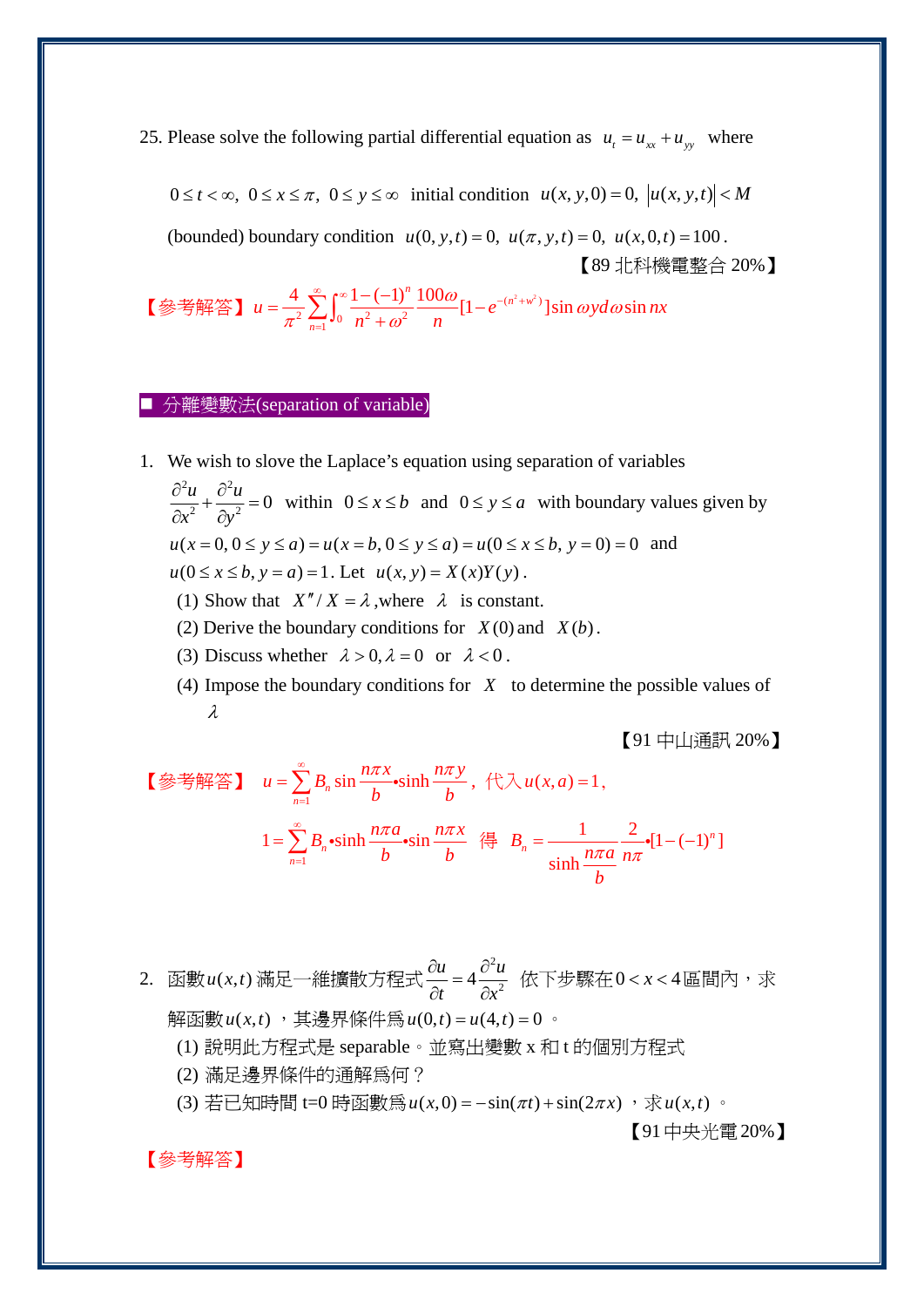25. Please solve the following partial differential equation as $u_t = u_{xx} + u_{yy}$ where

$0 \le t < \infty,\ 0 \le x \le \pi,\ 0 \le y \le \infty$ initial condition $u(x, y, 0) = 0,\ |u(x, y, t)| < M$

(bounded) boundary condition $u(0, y, t) = 0,\ u(\pi, y, t) = 0,\ u(x, 0, t) = 100$.

【89 北科機電整合 20%】

【參考解答】$u = \dfrac{4}{\pi^2} \displaystyle\sum_{n=1}^{\infty} \int_0^{\infty} \frac{1-(-1)^n}{n^2+\omega^2} \frac{100\omega}{n} [1 - e^{-(n^2+w^2)}] \sin \omega y d\omega \sin nx$

■ 分離變數法(separation of variable)

1. We wish to slove the Laplace's equation using separation of variables $\dfrac{\partial^2 u}{\partial x^2} + \dfrac{\partial^2 u}{\partial y^2} = 0$ within $0 \le x \le b$ and $0 \le y \le a$ with boundary values given by $u(x = 0, 0 \le y \le a) = u(x = b, 0 \le y \le a) = u(0 \le x \le b, y = 0) = 0$ and $u(0 \le x \le b, y = a) = 1$. Let $u(x, y) = X(x)Y(y)$.
   (1) Show that $X''/X = \lambda$ ,where $\lambda$ is constant.
   (2) Derive the boundary conditions for $X(0)$ and $X(b)$.
   (3) Discuss whether $\lambda > 0, \lambda = 0$ or $\lambda < 0$.
   (4) Impose the boundary conditions for $X$ to determine the possible values of $\lambda$

【91 中山通訊 20%】

【參考解答】 $u = \displaystyle\sum_{n=1}^{\infty} B_n \sin\frac{n\pi x}{b} \bullet \sinh\frac{n\pi y}{b}$，代入$u(x, a) = 1$，

$$1 = \sum_{n=1}^{\infty} B_n \bullet \sinh\frac{n\pi a}{b} \bullet \sin\frac{n\pi x}{b} \quad 得 \quad B_n = \frac{1}{\sinh\frac{n\pi a}{b}} \frac{2}{n\pi} \bullet [1 - (-1)^n]$$

2. 函數$u(x,t)$滿足一維擴散方程式$\dfrac{\partial u}{\partial t} = 4\dfrac{\partial^2 u}{\partial x^2}$ 依下步驟在$0 < x < 4$區間內，求解函數$u(x,t)$，其邊界條件為$u(0,t) = u(4,t) = 0$。
   (1) 說明此方程式是 separable。並寫出變數 x 和 t 的個別方程式
   (2) 滿足邊界條件的通解為何？
   (3) 若已知時間 t=0 時函數為$u(x,0) = -\sin(\pi t) + \sin(2\pi x)$，求$u(x,t)$。

【91 中央光電 20%】

【參考解答】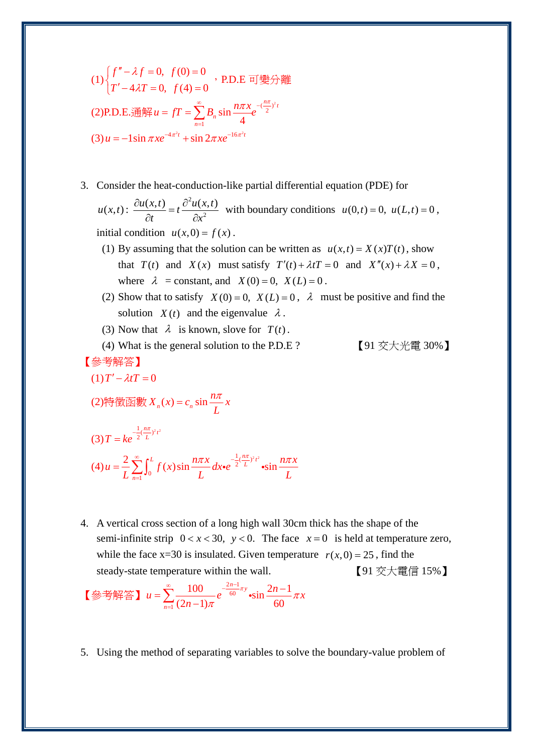(1) $\begin{cases} f'' - \lambda f = 0, & f(0) = 0 \\ T' - 4\lambda T = 0, & f(4) = 0 \end{cases}$ ，P.D.E 可變分離

(2) P.D.E.通解 $u = fT = \sum_{n=1}^{\infty} B_n \sin\frac{n\pi x}{4} e^{-(\frac{n\pi}{2})^2 t}$

(3) $u = -1\sin \pi x e^{-4\pi^2 t} + \sin 2\pi x e^{-16\pi^2 t}$

3. Consider the heat-conduction-like partial differential equation (PDE) for $u(x,t)$: $\dfrac{\partial u(x,t)}{\partial t} = t\dfrac{\partial^2 u(x,t)}{\partial x^2}$ with boundary conditions $u(0,t)=0,\ u(L,t)=0$, initial condition $u(x,0) = f(x)$.
   (1) By assuming that the solution can be written as $u(x,t) = X(x)T(t)$, show that $T(t)$ and $X(x)$ must satisfy $T'(t) + \lambda t T = 0$ and $X''(x) + \lambda X = 0$, where $\lambda$ = constant, and $X(0)=0,\ X(L)=0$.
   (2) Show that to satisfy $X(0)=0,\ X(L)=0$, $\lambda$ must be positive and find the solution $X(t)$ and the eigenvalue $\lambda$.
   (3) Now that $\lambda$ is known, slove for $T(t)$.
   (4) What is the general solution to the P.D.E ? 【91 交大光電 30%】

【參考解答】

(1) $T' - \lambda t T = 0$

(2) 特徵函數 $X_n(x) = c_n \sin\dfrac{n\pi}{L}x$

(3) $T = ke^{-\frac{1}{2}(\frac{n\pi}{L})^2 t^2}$

(4) $u = \dfrac{2}{L}\sum_{n=1}^{\infty}\int_0^L f(x)\sin\dfrac{n\pi x}{L}dx \cdot e^{-\frac{1}{2}(\frac{n\pi}{L})^2 t^2} \cdot \sin\dfrac{n\pi x}{L}$

4. A vertical cross section of a long high wall 30cm thick has the shape of the semi-infinite strip $0 < x < 30,\ y < 0$. The face $x = 0$ is held at temperature zero, while the face x=30 is insulated. Given temperature $r(x,0) = 25$, find the steady-state temperature within the wall. 【91 交大電信 15%】

【參考解答】 $u = \sum_{n=1}^{\infty}\dfrac{100}{(2n-1)\pi}e^{-\frac{2n-1}{60}\pi y} \cdot \sin\dfrac{2n-1}{60}\pi x$

5. Using the method of separating variables to solve the boundary-value problem of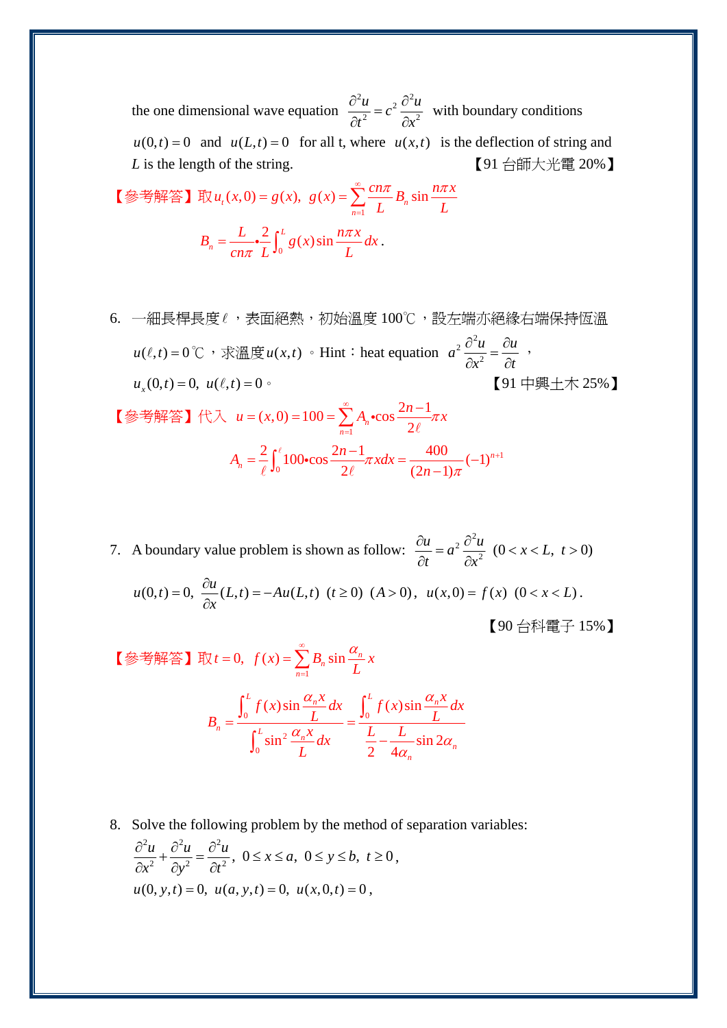the one dimensional wave equation $\dfrac{\partial^2 u}{\partial t^2} = c^2 \dfrac{\partial^2 u}{\partial x^2}$ with boundary conditions $u(0,t)=0$ and $u(L,t)=0$ for all t, where $u(x,t)$ is the deflection of string and $L$ is the length of the string. 【91 台師大光電 20%】

【參考解答】取 $u_t(x,0)=g(x),\ g(x)=\sum_{n=1}^{\infty}\dfrac{cn\pi}{L}B_n\sin\dfrac{n\pi x}{L}$

$$B_n=\frac{L}{cn\pi}\bullet\frac{2}{L}\int_0^L g(x)\sin\frac{n\pi x}{L}dx.$$

6. 一細長桿長度 $\ell$，表面絕熱，初始溫度 100℃，設左端亦絕緣右端保持恆溫 $u(\ell,t)=0$℃，求溫度 $u(x,t)$。Hint：heat equation $a^2\dfrac{\partial^2 u}{\partial x^2}=\dfrac{\partial u}{\partial t}$，$u_x(0,t)=0,\ u(\ell,t)=0$。 【91 中興土木 25%】

【參考解答】代入 $u=(x,0)=100=\sum_{n=1}^{\infty}A_n\bullet\cos\dfrac{2n-1}{2\ell}\pi x$

$$A_n=\frac{2}{\ell}\int_0^{\ell}100\bullet\cos\frac{2n-1}{2\ell}\pi x dx=\frac{400}{(2n-1)\pi}(-1)^{n+1}$$

7. A boundary value problem is shown as follow: $\dfrac{\partial u}{\partial t}=a^2\dfrac{\partial^2 u}{\partial x^2}\quad (0<x<L,\ t>0)$

$u(0,t)=0,\ \dfrac{\partial u}{\partial x}(L,t)=-Au(L,t)\ \ (t\ge 0)\ \ (A>0),\ \ u(x,0)=f(x)\ \ (0<x<L)$.

【90 台科電子 15%】

【參考解答】取 $t=0,\ f(x)=\sum_{n=1}^{\infty}B_n\sin\dfrac{\alpha_n}{L}x$

$$B_n=\frac{\int_0^L f(x)\sin\frac{\alpha_n x}{L}dx}{\int_0^L \sin^2\frac{\alpha_n x}{L}dx}=\frac{\int_0^L f(x)\sin\frac{\alpha_n x}{L}dx}{\frac{L}{2}-\frac{L}{4\alpha_n}\sin 2\alpha_n}$$

8. Solve the following problem by the method of separation variables:

$\dfrac{\partial^2 u}{\partial x^2}+\dfrac{\partial^2 u}{\partial y^2}=\dfrac{\partial^2 u}{\partial t^2},\ \ 0\le x\le a,\ \ 0\le y\le b,\ \ t\ge 0,$

$u(0,y,t)=0,\ \ u(a,y,t)=0,\ \ u(x,0,t)=0,$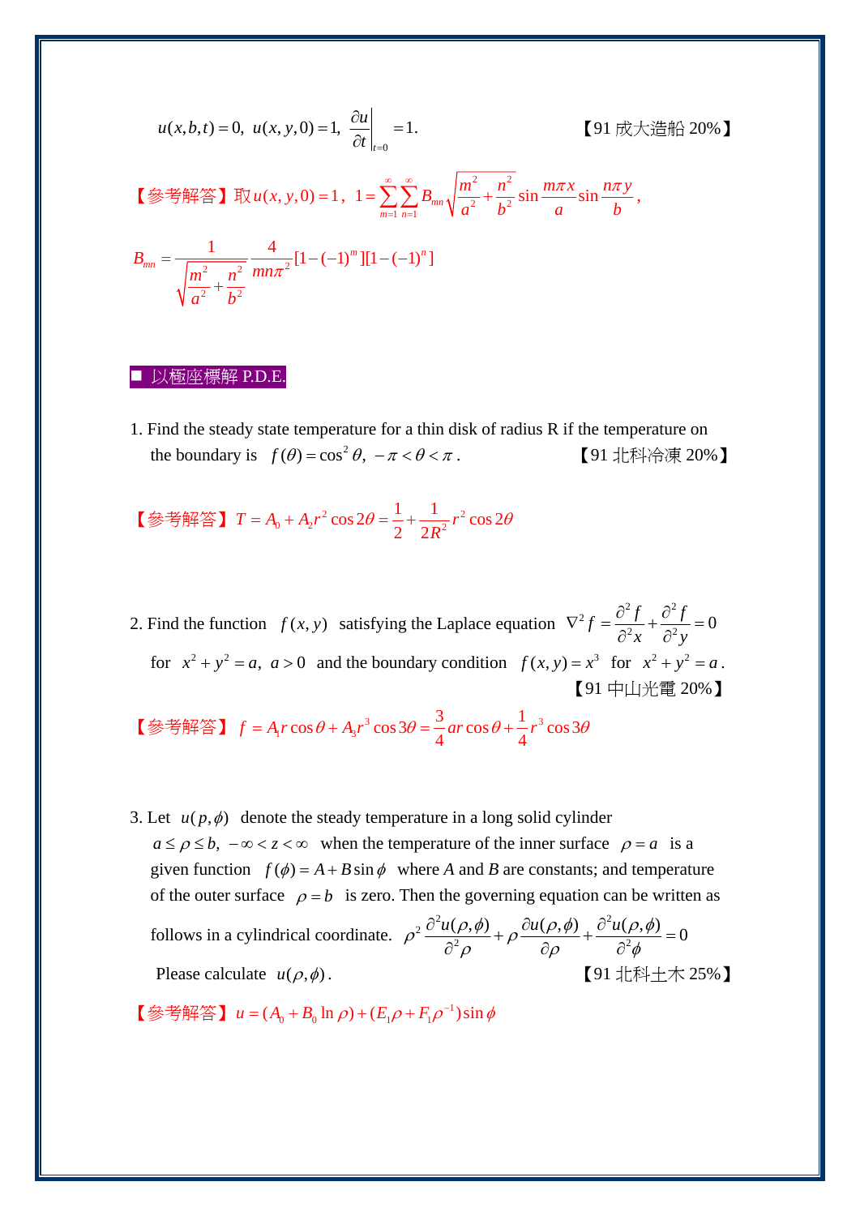$u(x,b,t)=0,\ u(x,y,0)=1,\ \left.\dfrac{\partial u}{\partial t}\right|_{t=0}=1.$ 【91 成大造船 20%】

【參考解答】取 $u(x,y,0)=1$，$1=\sum_{m=1}^{\infty}\sum_{n=1}^{\infty}B_{mn}\sqrt{\dfrac{m^2}{a^2}+\dfrac{n^2}{b^2}}\sin\dfrac{m\pi x}{a}\sin\dfrac{n\pi y}{b}$，

$$B_{mn}=\frac{1}{\sqrt{\dfrac{m^2}{a^2}+\dfrac{n^2}{b^2}}}\frac{4}{mn\pi^2}[1-(-1)^m][1-(-1)^n]$$

## ■ 以極座標解 P.D.E.

1. Find the steady state temperature for a thin disk of radius R if the temperature on the boundary is $f(\theta)=\cos^2\theta,\ -\pi<\theta<\pi$. 【91 北科冷凍 20%】

【參考解答】$T=A_0+A_2r^2\cos 2\theta=\dfrac{1}{2}+\dfrac{1}{2R^2}r^2\cos 2\theta$

2. Find the function $f(x,y)$ satisfying the Laplace equation $\nabla^2 f=\dfrac{\partial^2 f}{\partial^2 x}+\dfrac{\partial^2 f}{\partial^2 y}=0$ for $x^2+y^2=a,\ a>0$ and the boundary condition $f(x,y)=x^3$ for $x^2+y^2=a$. 【91 中山光電 20%】

【參考解答】$f=A_1r\cos\theta+A_3r^3\cos 3\theta=\dfrac{3}{4}ar\cos\theta+\dfrac{1}{4}r^3\cos 3\theta$

3. Let $u(p,\phi)$ denote the steady temperature in a long solid cylinder $a\le\rho\le b,\ -\infty<z<\infty$ when the temperature of the inner surface $\rho=a$ is a given function $f(\phi)=A+B\sin\phi$ where $A$ and $B$ are constants; and temperature of the outer surface $\rho=b$ is zero. Then the governing equation can be written as follows in a cylindrical coordinate. $\rho^2\dfrac{\partial^2 u(\rho,\phi)}{\partial^2\rho}+\rho\dfrac{\partial u(\rho,\phi)}{\partial\rho}+\dfrac{\partial^2 u(\rho,\phi)}{\partial^2\phi}=0$

Please calculate $u(\rho,\phi)$. 【91 北科土木 25%】

【參考解答】$u=(A_0+B_0\ln\rho)+(E_1\rho+F_1\rho^{-1})\sin\phi$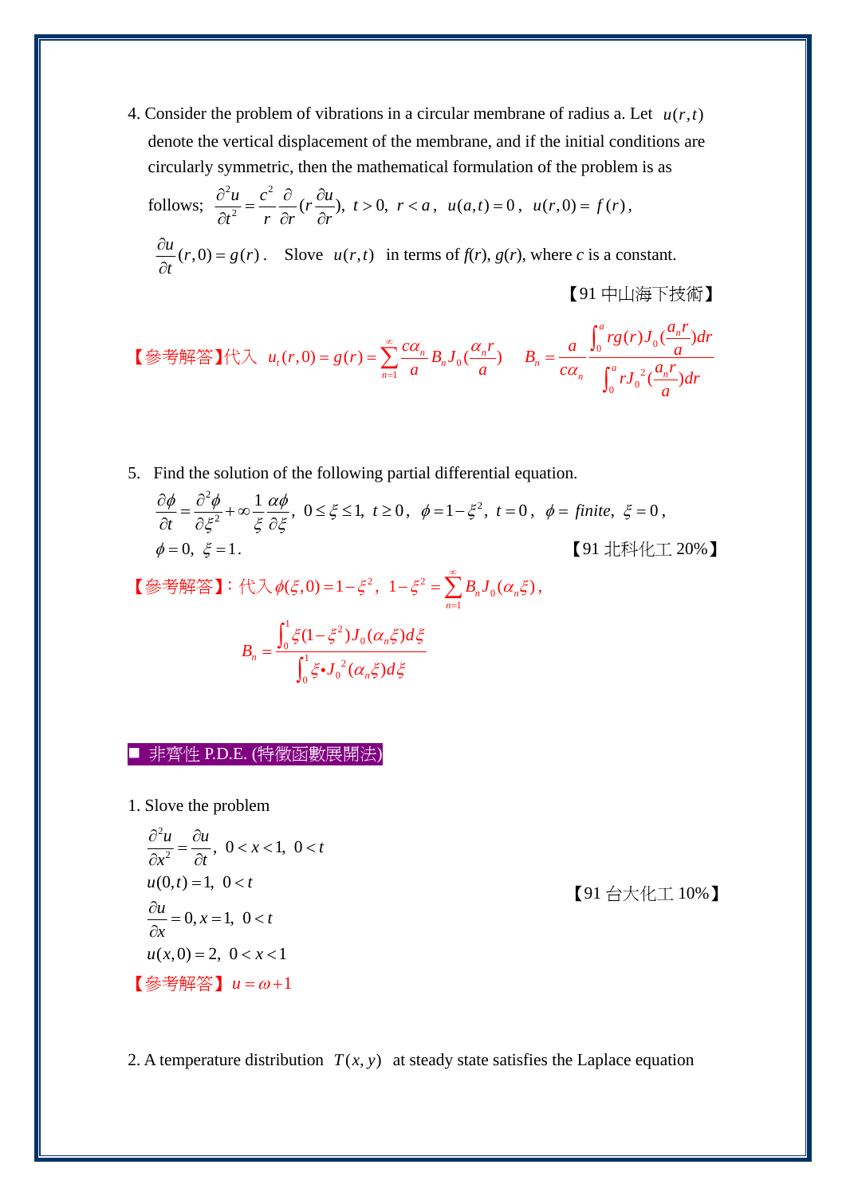4. Consider the problem of vibrations in a circular membrane of radius a. Let $u(r,t)$ denote the vertical displacement of the membrane, and if the initial conditions are circularly symmetric, then the mathematical formulation of the problem is as follows; $\dfrac{\partial^2 u}{\partial t^2} = \dfrac{c^2}{r}\dfrac{\partial}{\partial r}(r\dfrac{\partial u}{\partial r})$, $t>0$, $r<a$, $u(a,t)=0$, $u(r,0)=f(r)$, $\dfrac{\partial u}{\partial t}(r,0)=g(r)$. Slove $u(r,t)$ in terms of $f(r)$, $g(r)$, where $c$ is a constant.

【91 中山海下技術】

【參考解答】代入 $u_t(r,0)=g(r)=\sum_{n=1}^{\infty}\frac{c\alpha_n}{a}B_n J_0(\frac{\alpha_n r}{a})$ $\quad B_n=\dfrac{a}{c\alpha_n}\dfrac{\int_0^a rg(r)J_0(\frac{a_n r}{a})dr}{\int_0^a rJ_0^{\,2}(\frac{a_n r}{a})dr}$

5. Find the solution of the following partial differential equation.

$$\frac{\partial\phi}{\partial t}=\frac{\partial^2\phi}{\partial\xi^2}+\infty\frac{1}{\xi}\frac{\alpha\phi}{\partial\xi},\ 0\le\xi\le 1,\ t\ge 0,\ \phi=1-\xi^2,\ t=0,\ \phi=finite,\ \xi=0,$$

$\phi=0,\ \xi=1.$ 【91 北科化工 20%】

【參考解答】：代入 $\phi(\xi,0)=1-\xi^2$，$1-\xi^2=\sum_{n=1}^{\infty}B_n J_0(\alpha_n\xi)$，

$$B_n=\frac{\int_0^1\xi(1-\xi^2)J_0(\alpha_n\xi)d\xi}{\int_0^1\xi\bullet J_0^{\,2}(\alpha_n\xi)d\xi}$$

## ■ 非齊性 P.D.E. (特徵函數展開法)

1. Slove the problem

$$\frac{\partial^2 u}{\partial x^2}=\frac{\partial u}{\partial t},\ 0<x<1,\ 0<t$$

$$u(0,t)=1,\ 0<t$$

$$\frac{\partial u}{\partial x}=0, x=1,\ 0<t$$

$$u(x,0)=2,\ 0<x<1$$

【91 台大化工 10%】

【參考解答】 $u=\omega+1$

2. A temperature distribution $T(x,y)$ at steady state satisfies the Laplace equation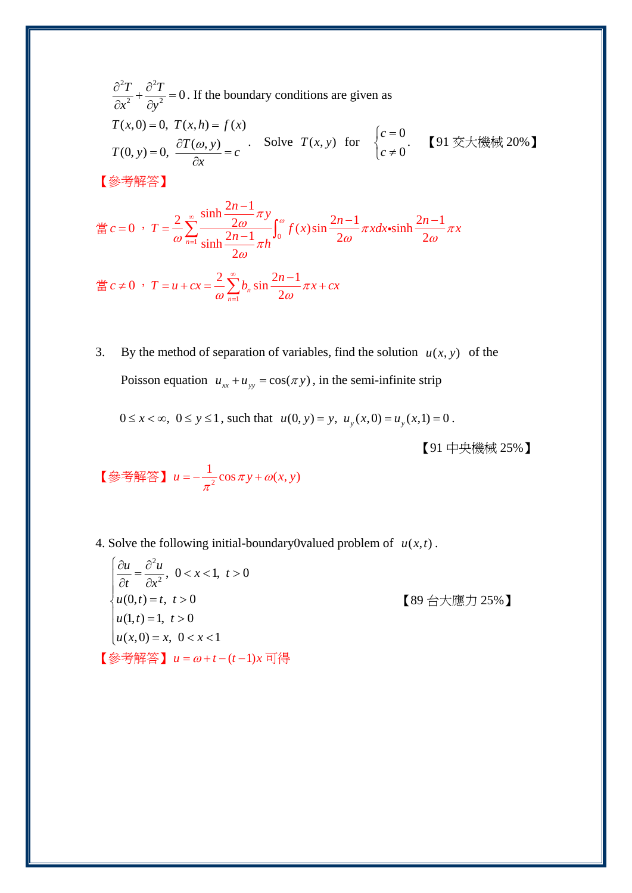$\dfrac{\partial^2 T}{\partial x^2}+\dfrac{\partial^2 T}{\partial y^2}=0$. If the boundary conditions are given as

$T(x,0)=0,\ T(x,h)=f(x)$

$T(0,y)=0,\ \dfrac{\partial T(\omega,y)}{\partial x}=c$ . Solve $T(x,y)$ for $\begin{cases} c=0 \\ c\neq 0 \end{cases}$. 【91 交大機械 20%】

【參考解答】

當 $c=0$ ，$T=\dfrac{2}{\omega}\displaystyle\sum_{n=1}^{\infty}\dfrac{\sinh\dfrac{2n-1}{2\omega}\pi y}{\sinh\dfrac{2n-1}{2\omega}\pi h}\int_0^{\omega} f(x)\sin\dfrac{2n-1}{2\omega}\pi x dx \bullet \sinh\dfrac{2n-1}{2\omega}\pi x$

當 $c\neq 0$ ，$T=u+cx=\dfrac{2}{\omega}\displaystyle\sum_{n=1}^{\infty} b_n \sin\dfrac{2n-1}{2\omega}\pi x+cx$

3. By the method of separation of variables, find the solution $u(x,y)$ of the Poisson equation $u_{xx}+u_{yy}=\cos(\pi y)$, in the semi-infinite strip $0\le x<\infty,\ 0\le y\le 1$, such that $u(0,y)=y,\ u_y(x,0)=u_y(x,1)=0$.

【91 中央機械 25%】

【參考解答】$u=-\dfrac{1}{\pi^2}\cos\pi y+\omega(x,y)$

4. Solve the following initial-boundary0valued problem of $u(x,t)$.

$$\begin{cases} \dfrac{\partial u}{\partial t}=\dfrac{\partial^2 u}{\partial x^2},\ 0<x<1,\ t>0 \\ u(0,t)=t,\ t>0 \\ u(1,t)=1,\ t>0 \\ u(x,0)=x,\ 0<x<1 \end{cases}$$

【89 台大應力 25%】

【參考解答】$u=\omega+t-(t-1)x$ 可得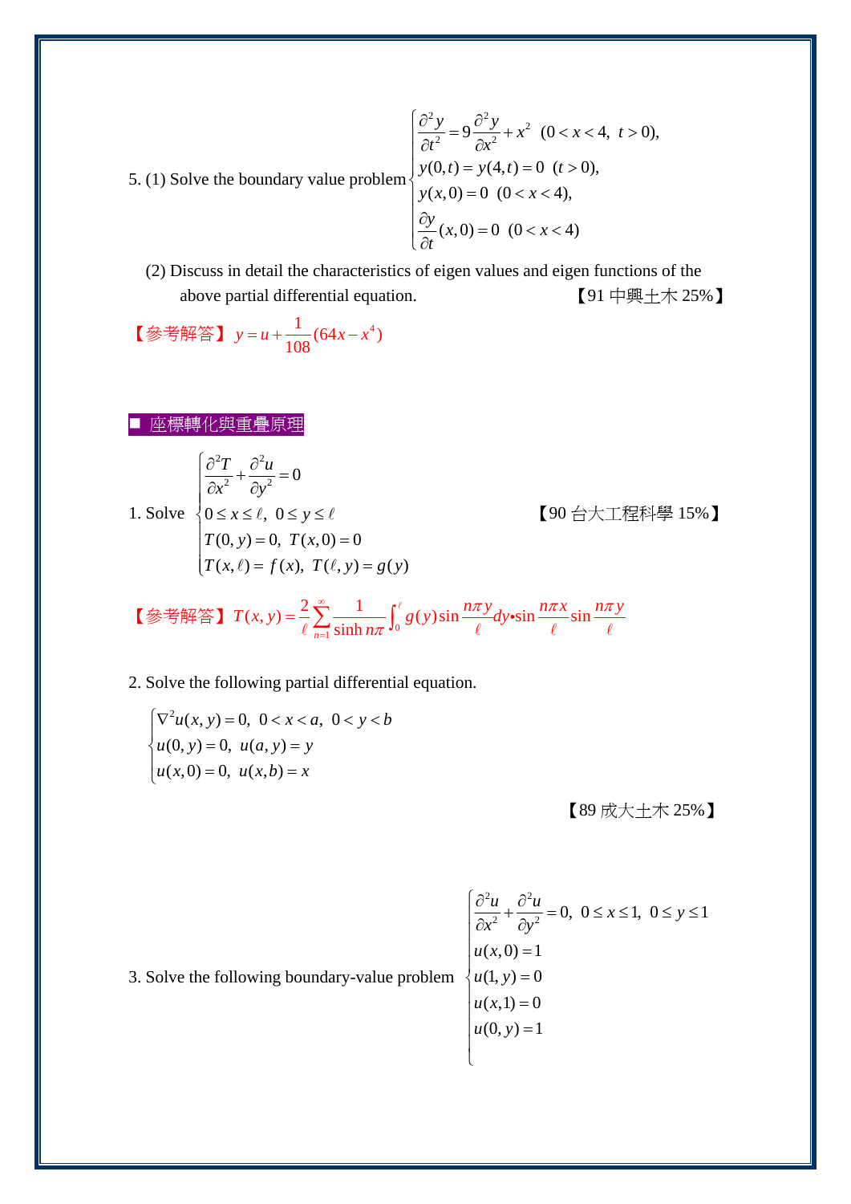5. (1) Solve the boundary value problem $\begin{cases} \dfrac{\partial^2 y}{\partial t^2} = 9\dfrac{\partial^2 y}{\partial x^2} + x^2 & (0 < x < 4,\ t > 0), \\ y(0,t) = y(4,t) = 0 & (t > 0), \\ y(x,0) = 0 & (0 < x < 4), \\ \dfrac{\partial y}{\partial t}(x,0) = 0 & (0 < x < 4) \end{cases}$

(2) Discuss in detail the characteristics of eigen values and eigen functions of the above partial differential equation. 【91 中興土木 25%】

【參考解答】 $y = u + \dfrac{1}{108}(64x - x^4)$

## ■ 座標轉化與重疊原理

1. Solve $\begin{cases} \dfrac{\partial^2 T}{\partial x^2} + \dfrac{\partial^2 u}{\partial y^2} = 0 \\ 0 \le x \le \ell,\ 0 \le y \le \ell \\ T(0,y) = 0,\ T(x,0) = 0 \\ T(x,\ell) = f(x),\ T(\ell,y) = g(y) \end{cases}$ 【90 台大工程科學 15%】

【參考解答】 $T(x,y) = \dfrac{2}{\ell}\displaystyle\sum_{n=1}^{\infty} \frac{1}{\sinh n\pi} \int_0^{\ell} g(y)\sin\frac{n\pi y}{\ell}dy \bullet \sin\frac{n\pi x}{\ell}\sin\frac{n\pi y}{\ell}$

2. Solve the following partial differential equation.

$$\begin{cases} \nabla^2 u(x,y) = 0,\ 0 < x < a,\ 0 < y < b \\ u(0,y) = 0,\ u(a,y) = y \\ u(x,0) = 0,\ u(x,b) = x \end{cases}$$

【89 成大土木 25%】

3. Solve the following boundary-value problem $\begin{cases} \dfrac{\partial^2 u}{\partial x^2} + \dfrac{\partial^2 u}{\partial y^2} = 0,\ 0 \le x \le 1,\ 0 \le y \le 1 \\ u(x,0) = 1 \\ u(1,y) = 0 \\ u(x,1) = 0 \\ u(0,y) = 1 \end{cases}$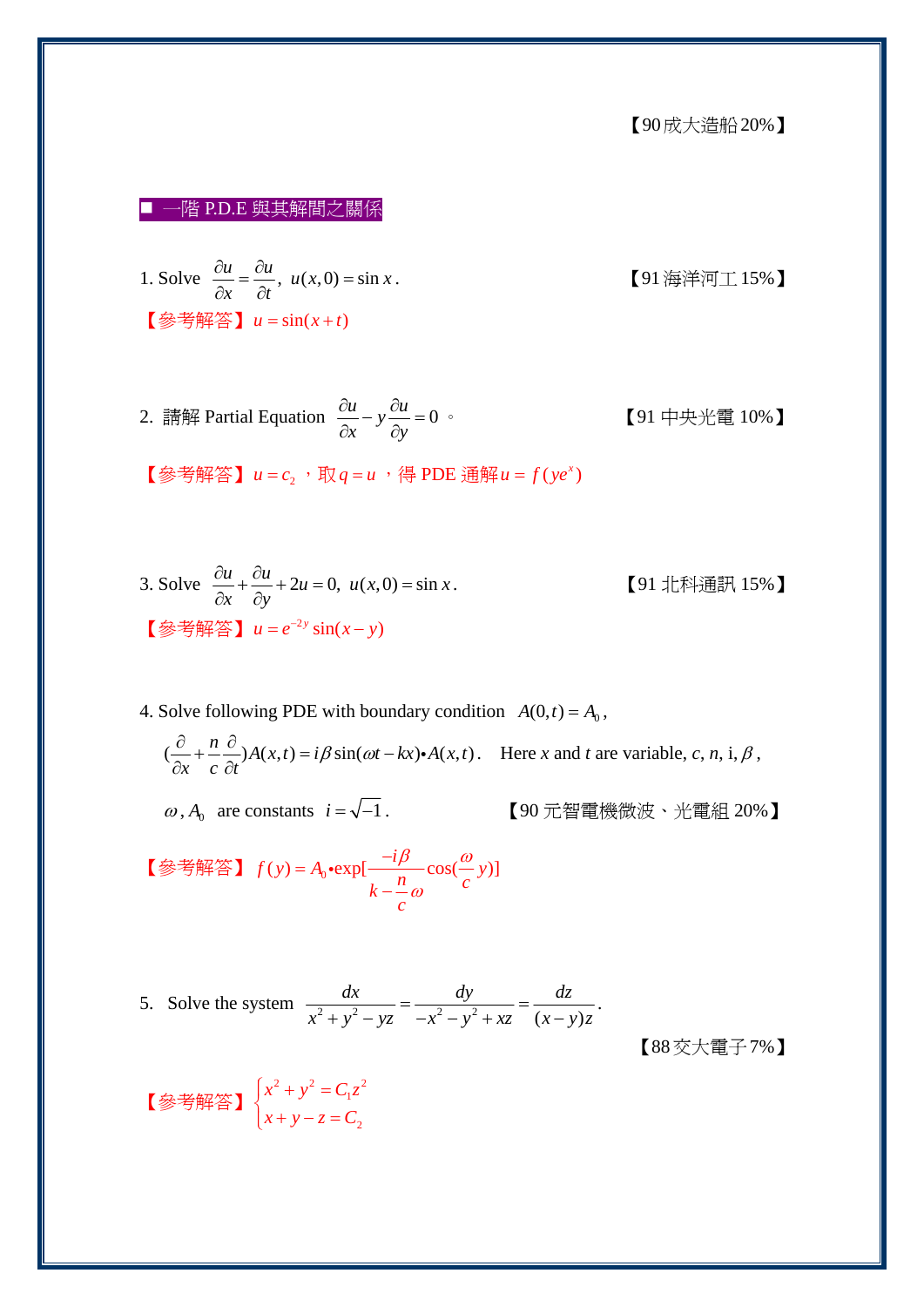【90 成大造船 20%】

## ■ 一階 P.D.E 與其解間之關係

1. Solve $\dfrac{\partial u}{\partial x}=\dfrac{\partial u}{\partial t}$, $u(x,0)=\sin x$. 【91 海洋河工 15%】

【參考解答】$u=\sin(x+t)$

2. 請解 Partial Equation $\dfrac{\partial u}{\partial x}-y\dfrac{\partial u}{\partial y}=0$ 。 【91 中央光電 10%】

【參考解答】$u=c_2$ ，取 $q=u$ ，得 PDE 通解 $u=f(ye^x)$

3. Solve $\dfrac{\partial u}{\partial x}+\dfrac{\partial u}{\partial y}+2u=0$, $u(x,0)=\sin x$. 【91 北科通訊 15%】

【參考解答】$u=e^{-2y}\sin(x-y)$

4. Solve following PDE with boundary condition $A(0,t)=A_0$,

$$\left(\frac{\partial}{\partial x}+\frac{n}{c}\frac{\partial}{\partial t}\right)A(x,t)=i\beta\sin(\omega t-kx)\bullet A(x,t).$$

Here $x$ and $t$ are variable, $c$, $n$, i, $\beta$, $\omega$, $A_0$ are constants $i=\sqrt{-1}$. 【90 元智電機微波、光電組 20%】

【參考解答】$f(y)=A_0\bullet\exp\left[\dfrac{-i\beta}{k-\dfrac{n}{c}\omega}\cos\left(\dfrac{\omega}{c}y\right)\right]$

5. Solve the system $\dfrac{dx}{x^2+y^2-yz}=\dfrac{dy}{-x^2-y^2+xz}=\dfrac{dz}{(x-y)z}$.

【88 交大電子 7%】

【參考解答】$\begin{cases}x^2+y^2=C_1z^2\\ x+y-z=C_2\end{cases}$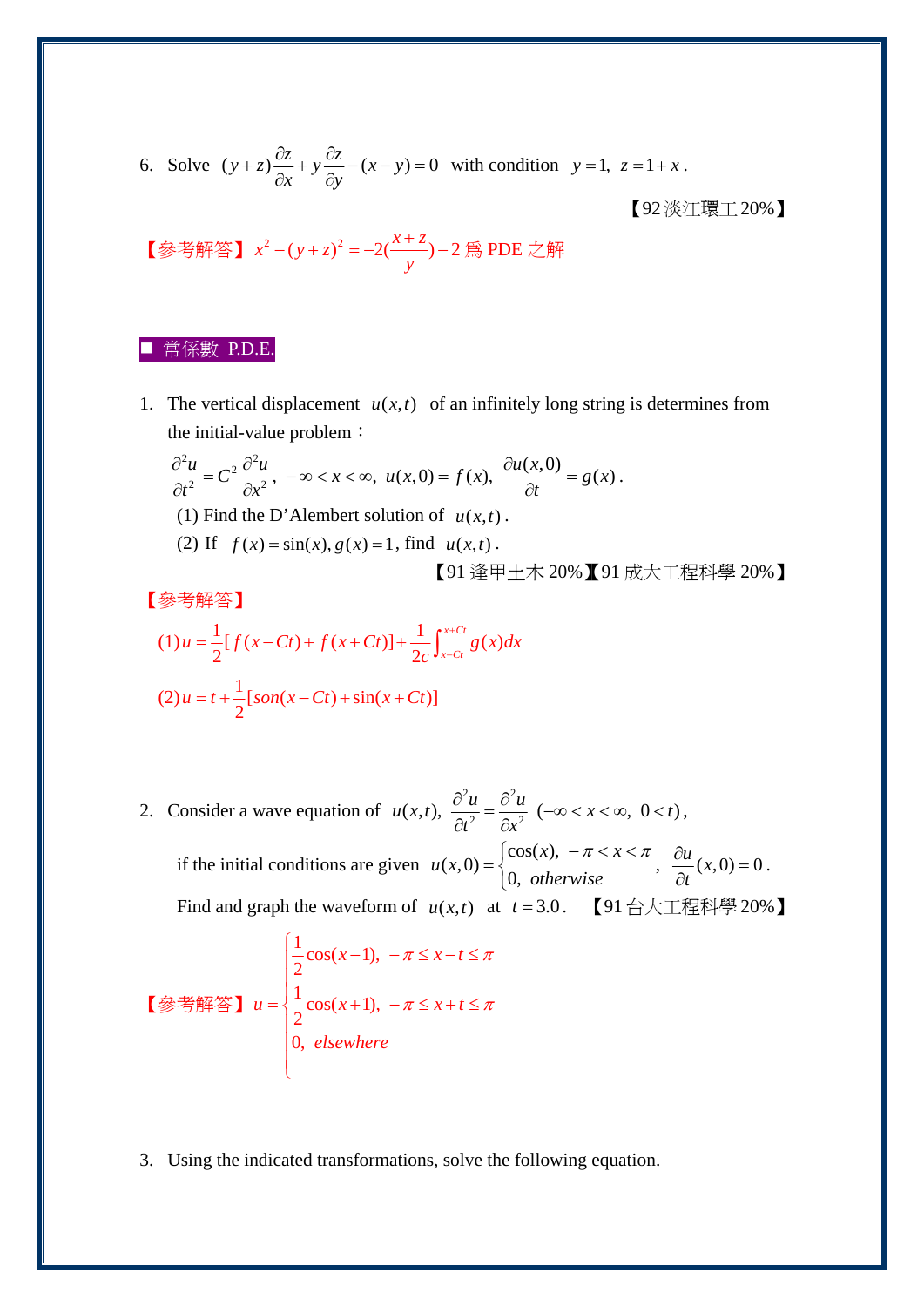6. Solve $(y+z)\dfrac{\partial z}{\partial x}+y\dfrac{\partial z}{\partial y}-(x-y)=0$ with condition $y=1,\ z=1+x$.

【92 淡江環工 20%】

【參考解答】$x^2-(y+z)^2=-2(\dfrac{x+z}{y})-2$ 爲 PDE 之解

## ■ 常係數 P.D.E.

1. The vertical displacement $u(x,t)$ of an infinitely long string is determines from the initial-value problem：

   $$\frac{\partial^2 u}{\partial t^2}=C^2\frac{\partial^2 u}{\partial x^2},\ -\infty<x<\infty,\ u(x,0)=f(x),\ \frac{\partial u(x,0)}{\partial t}=g(x).$$

   (1) Find the D'Alembert solution of $u(x,t)$.

   (2) If $f(x)=\sin(x), g(x)=1$, find $u(x,t)$.

【91 逢甲土木 20%】【91 成大工程科學 20%】

【參考解答】

$$(1)\ u=\frac{1}{2}[f(x-Ct)+f(x+Ct)]+\frac{1}{2c}\int_{x-Ct}^{x+Ct}g(x)dx$$

$$(2)\ u=t+\frac{1}{2}[son(x-Ct)+\sin(x+Ct)]$$

2. Consider a wave equation of $u(x,t)$, $\dfrac{\partial^2 u}{\partial t^2}=\dfrac{\partial^2 u}{\partial x^2}$ $(-\infty<x<\infty,\ 0<t)$,

   if the initial conditions are given $u(x,0)=\begin{cases}\cos(x), & -\pi<x<\pi\\ 0, & otherwise\end{cases}$, $\dfrac{\partial u}{\partial t}(x,0)=0$.

   Find and graph the waveform of $u(x,t)$ at $t=3.0$. 【91 台大工程科學 20%】

【參考解答】$u=\begin{cases}\dfrac{1}{2}\cos(x-1), & -\pi\le x-t\le\pi\\ \dfrac{1}{2}\cos(x+1), & -\pi\le x+t\le\pi\\ 0, & elsewhere\end{cases}$

3. Using the indicated transformations, solve the following equation.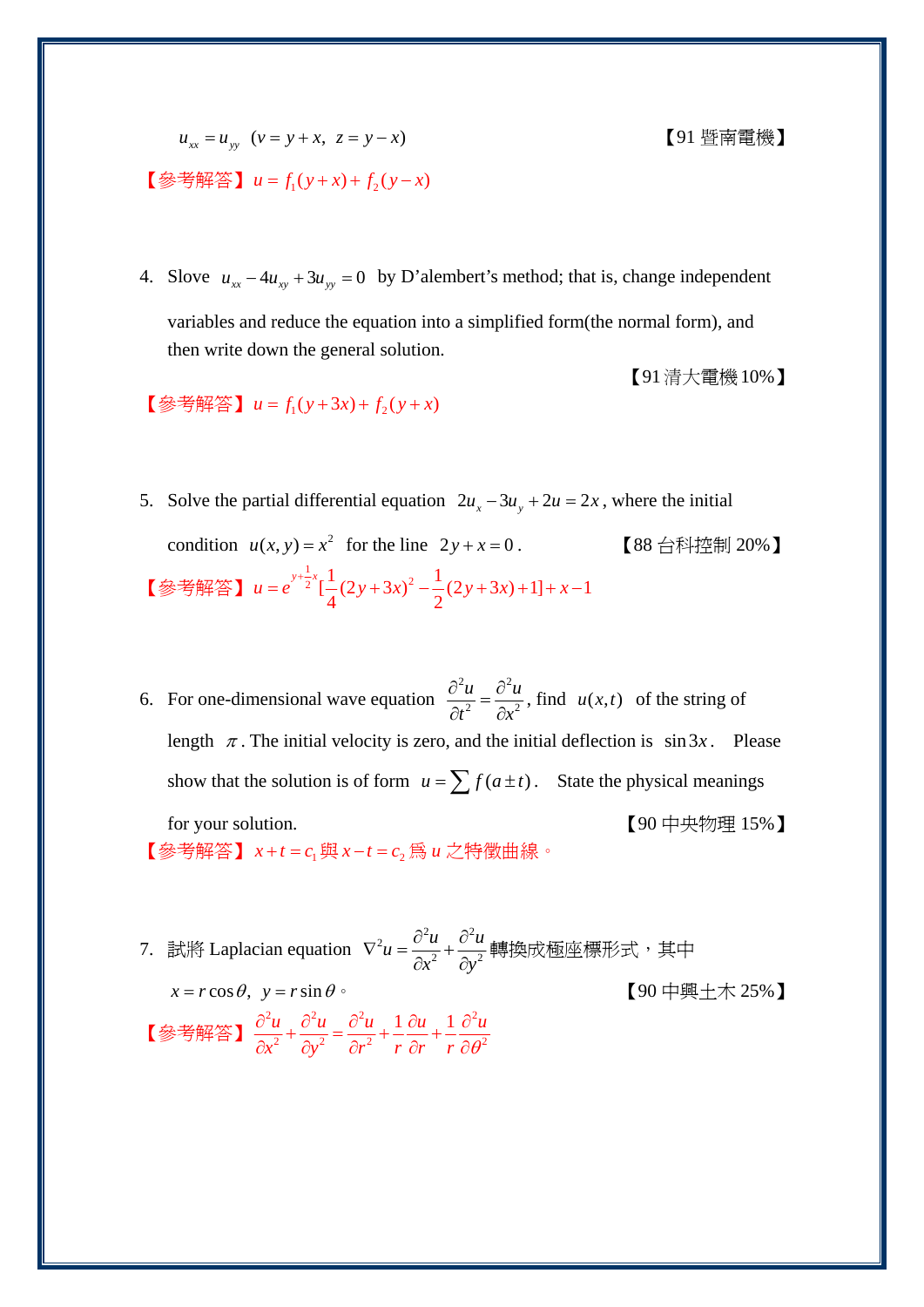$u_{xx} = u_{yy}$ $(v = y + x,\ z = y - x)$ 【91 暨南電機】

【參考解答】 $u = f_1(y+x) + f_2(y-x)$

4. Slove $u_{xx} - 4u_{xy} + 3u_{yy} = 0$ by D'alembert's method; that is, change independent variables and reduce the equation into a simplified form(the normal form), and then write down the general solution.

【91 清大電機 10%】

【參考解答】 $u = f_1(y+3x) + f_2(y+x)$

5. Solve the partial differential equation $2u_x - 3u_y + 2u = 2x$, where the initial condition $u(x,y) = x^2$ for the line $2y + x = 0$. 【88 台科控制 20%】

【參考解答】 $u = e^{y+\frac{1}{2}x}[\frac{1}{4}(2y+3x)^2 - \frac{1}{2}(2y+3x)+1] + x - 1$

6. For one-dimensional wave equation $\frac{\partial^2 u}{\partial t^2} = \frac{\partial^2 u}{\partial x^2}$, find $u(x,t)$ of the string of length $\pi$. The initial velocity is zero, and the initial deflection is $\sin 3x$. Please show that the solution is of form $u = \sum f(a \pm t)$. State the physical meanings for your solution. 【90 中央物理 15%】

【參考解答】 $x + t = c_1$ 與 $x - t = c_2$ 為 $u$ 之特徵曲線。

7. 試將 Laplacian equation $\nabla^2 u = \frac{\partial^2 u}{\partial x^2} + \frac{\partial^2 u}{\partial y^2}$ 轉換成極座標形式，其中 $x = r\cos\theta,\ y = r\sin\theta$。 【90 中興土木 25%】

【參考解答】 $\frac{\partial^2 u}{\partial x^2} + \frac{\partial^2 u}{\partial y^2} = \frac{\partial^2 u}{\partial r^2} + \frac{1}{r}\frac{\partial u}{\partial r} + \frac{1}{r}\frac{\partial^2 u}{\partial \theta^2}$